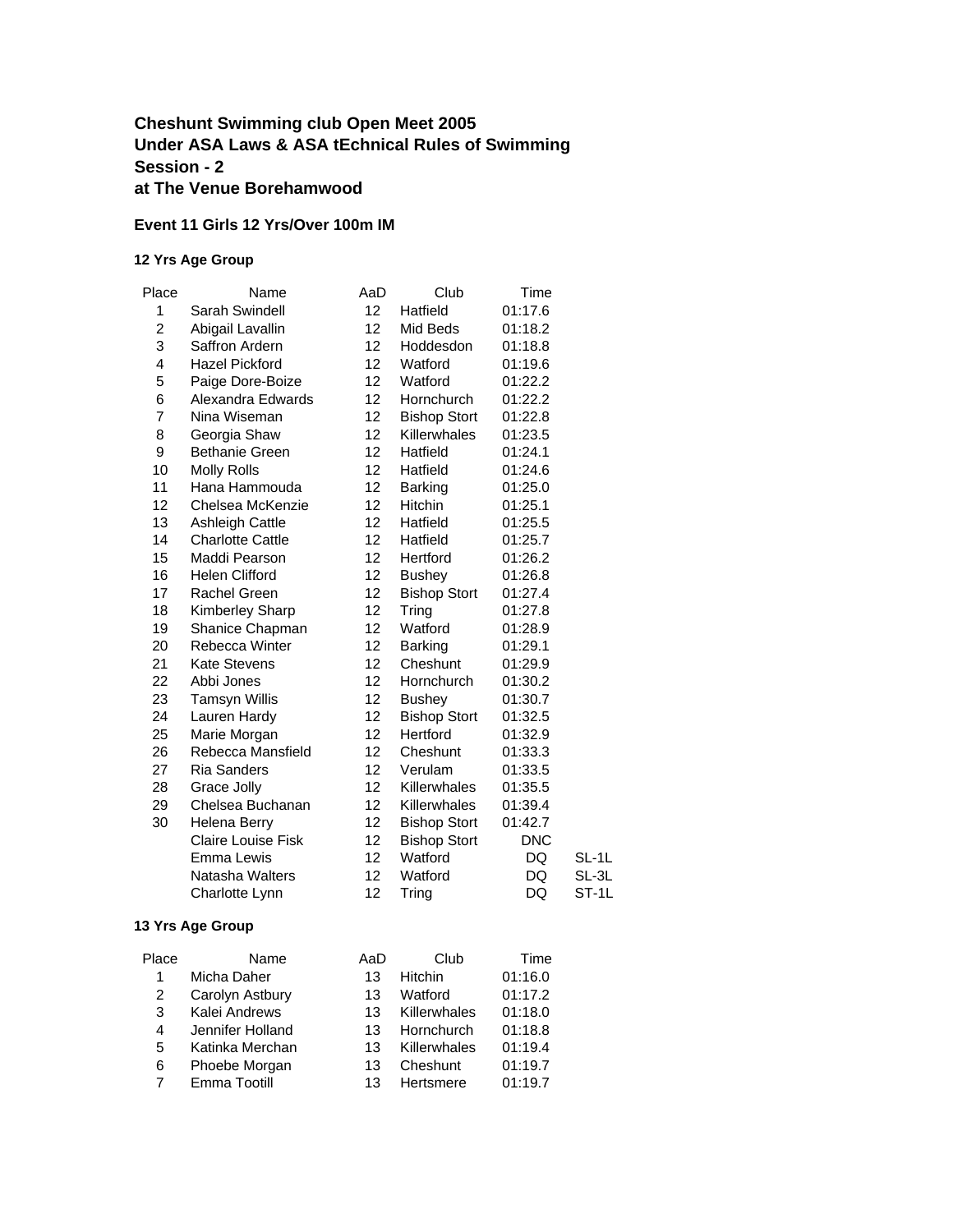**Cheshunt Swimming club Open Meet 2005**
**Under ASA Laws & ASA tEchnical Rules of Swimming**
**Session - 2**
**at The Venue Borehamwood**

### Event 11 Girls 12 Yrs/Over 100m IM

#### 12 Yrs Age Group

| Place | Name | AaD | Club | Time | |
|---|---|---|---|---|---|
| 1 | Sarah Swindell | 12 | Hatfield | 01:17.6 | |
| 2 | Abigail Lavallin | 12 | Mid Beds | 01:18.2 | |
| 3 | Saffron Ardern | 12 | Hoddesdon | 01:18.8 | |
| 4 | Hazel Pickford | 12 | Watford | 01:19.6 | |
| 5 | Paige Dore-Boize | 12 | Watford | 01:22.2 | |
| 6 | Alexandra Edwards | 12 | Hornchurch | 01:22.2 | |
| 7 | Nina Wiseman | 12 | Bishop Stort | 01:22.8 | |
| 8 | Georgia Shaw | 12 | Killerwhales | 01:23.5 | |
| 9 | Bethanie Green | 12 | Hatfield | 01:24.1 | |
| 10 | Molly Rolls | 12 | Hatfield | 01:24.6 | |
| 11 | Hana Hammouda | 12 | Barking | 01:25.0 | |
| 12 | Chelsea McKenzie | 12 | Hitchin | 01:25.1 | |
| 13 | Ashleigh Cattle | 12 | Hatfield | 01:25.5 | |
| 14 | Charlotte Cattle | 12 | Hatfield | 01:25.7 | |
| 15 | Maddi Pearson | 12 | Hertford | 01:26.2 | |
| 16 | Helen Clifford | 12 | Bushey | 01:26.8 | |
| 17 | Rachel Green | 12 | Bishop Stort | 01:27.4 | |
| 18 | Kimberley Sharp | 12 | Tring | 01:27.8 | |
| 19 | Shanice Chapman | 12 | Watford | 01:28.9 | |
| 20 | Rebecca Winter | 12 | Barking | 01:29.1 | |
| 21 | Kate Stevens | 12 | Cheshunt | 01:29.9 | |
| 22 | Abbi Jones | 12 | Hornchurch | 01:30.2 | |
| 23 | Tamsyn Willis | 12 | Bushey | 01:30.7 | |
| 24 | Lauren Hardy | 12 | Bishop Stort | 01:32.5 | |
| 25 | Marie Morgan | 12 | Hertford | 01:32.9 | |
| 26 | Rebecca Mansfield | 12 | Cheshunt | 01:33.3 | |
| 27 | Ria Sanders | 12 | Verulam | 01:33.5 | |
| 28 | Grace Jolly | 12 | Killerwhales | 01:35.5 | |
| 29 | Chelsea Buchanan | 12 | Killerwhales | 01:39.4 | |
| 30 | Helena Berry | 12 | Bishop Stort | 01:42.7 | |
| | Claire Louise Fisk | 12 | Bishop Stort | DNC | |
| | Emma Lewis | 12 | Watford | DQ | SL-1L |
| | Natasha Walters | 12 | Watford | DQ | SL-3L |
| | Charlotte Lynn | 12 | Tring | DQ | ST-1L |

#### 13 Yrs Age Group

| Place | Name | AaD | Club | Time |
|---|---|---|---|---|
| 1 | Micha Daher | 13 | Hitchin | 01:16.0 |
| 2 | Carolyn Astbury | 13 | Watford | 01:17.2 |
| 3 | Kalei Andrews | 13 | Killerwhales | 01:18.0 |
| 4 | Jennifer Holland | 13 | Hornchurch | 01:18.8 |
| 5 | Katinka Merchan | 13 | Killerwhales | 01:19.4 |
| 6 | Phoebe Morgan | 13 | Cheshunt | 01:19.7 |
| 7 | Emma Tootill | 13 | Hertsmere | 01:19.7 |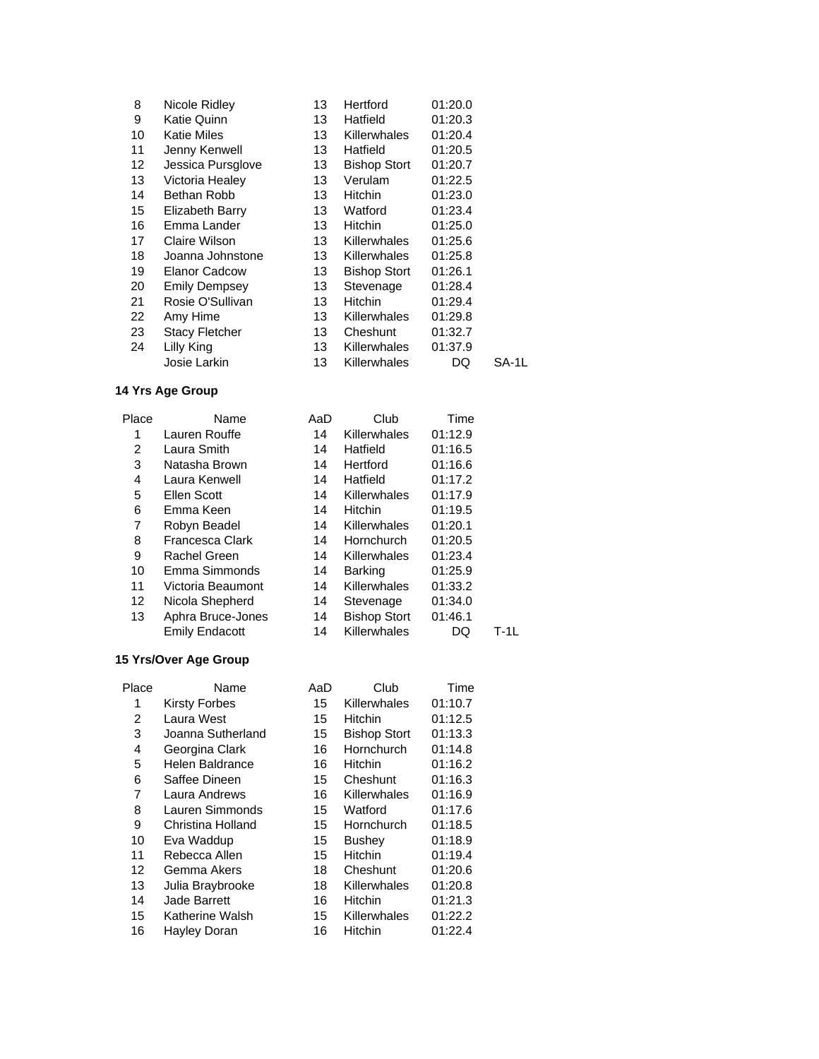| | | | | | |
|---|---|---|---|---|---|
| 8 | Nicole Ridley | 13 | Hertford | 01:20.0 | |
| 9 | Katie Quinn | 13 | Hatfield | 01:20.3 | |
| 10 | Katie Miles | 13 | Killerwhales | 01:20.4 | |
| 11 | Jenny Kenwell | 13 | Hatfield | 01:20.5 | |
| 12 | Jessica Pursglove | 13 | Bishop Stort | 01:20.7 | |
| 13 | Victoria Healey | 13 | Verulam | 01:22.5 | |
| 14 | Bethan Robb | 13 | Hitchin | 01:23.0 | |
| 15 | Elizabeth Barry | 13 | Watford | 01:23.4 | |
| 16 | Emma Lander | 13 | Hitchin | 01:25.0 | |
| 17 | Claire Wilson | 13 | Killerwhales | 01:25.6 | |
| 18 | Joanna Johnstone | 13 | Killerwhales | 01:25.8 | |
| 19 | Elanor Cadcow | 13 | Bishop Stort | 01:26.1 | |
| 20 | Emily Dempsey | 13 | Stevenage | 01:28.4 | |
| 21 | Rosie O'Sullivan | 13 | Hitchin | 01:29.4 | |
| 22 | Amy Hime | 13 | Killerwhales | 01:29.8 | |
| 23 | Stacy Fletcher | 13 | Cheshunt | 01:32.7 | |
| 24 | Lilly King | 13 | Killerwhales | 01:37.9 | |
| | Josie Larkin | 13 | Killerwhales | DQ | SA-1L |

**14 Yrs Age Group**

| Place | Name | AaD | Club | Time | |
|---|---|---|---|---|---|
| 1 | Lauren Rouffe | 14 | Killerwhales | 01:12.9 | |
| 2 | Laura Smith | 14 | Hatfield | 01:16.5 | |
| 3 | Natasha Brown | 14 | Hertford | 01:16.6 | |
| 4 | Laura Kenwell | 14 | Hatfield | 01:17.2 | |
| 5 | Ellen Scott | 14 | Killerwhales | 01:17.9 | |
| 6 | Emma Keen | 14 | Hitchin | 01:19.5 | |
| 7 | Robyn Beadel | 14 | Killerwhales | 01:20.1 | |
| 8 | Francesca Clark | 14 | Hornchurch | 01:20.5 | |
| 9 | Rachel Green | 14 | Killerwhales | 01:23.4 | |
| 10 | Emma Simmonds | 14 | Barking | 01:25.9 | |
| 11 | Victoria Beaumont | 14 | Killerwhales | 01:33.2 | |
| 12 | Nicola Shepherd | 14 | Stevenage | 01:34.0 | |
| 13 | Aphra Bruce-Jones | 14 | Bishop Stort | 01:46.1 | |
| | Emily Endacott | 14 | Killerwhales | DQ | T-1L |

**15 Yrs/Over Age Group**

| Place | Name | AaD | Club | Time |
|---|---|---|---|---|
| 1 | Kirsty Forbes | 15 | Killerwhales | 01:10.7 |
| 2 | Laura West | 15 | Hitchin | 01:12.5 |
| 3 | Joanna Sutherland | 15 | Bishop Stort | 01:13.3 |
| 4 | Georgina Clark | 16 | Hornchurch | 01:14.8 |
| 5 | Helen Baldrance | 16 | Hitchin | 01:16.2 |
| 6 | Saffee Dineen | 15 | Cheshunt | 01:16.3 |
| 7 | Laura Andrews | 16 | Killerwhales | 01:16.9 |
| 8 | Lauren Simmonds | 15 | Watford | 01:17.6 |
| 9 | Christina Holland | 15 | Hornchurch | 01:18.5 |
| 10 | Eva Waddup | 15 | Bushey | 01:18.9 |
| 11 | Rebecca Allen | 15 | Hitchin | 01:19.4 |
| 12 | Gemma Akers | 18 | Cheshunt | 01:20.6 |
| 13 | Julia Braybrooke | 18 | Killerwhales | 01:20.8 |
| 14 | Jade Barrett | 16 | Hitchin | 01:21.3 |
| 15 | Katherine Walsh | 15 | Killerwhales | 01:22.2 |
| 16 | Hayley Doran | 16 | Hitchin | 01:22.4 |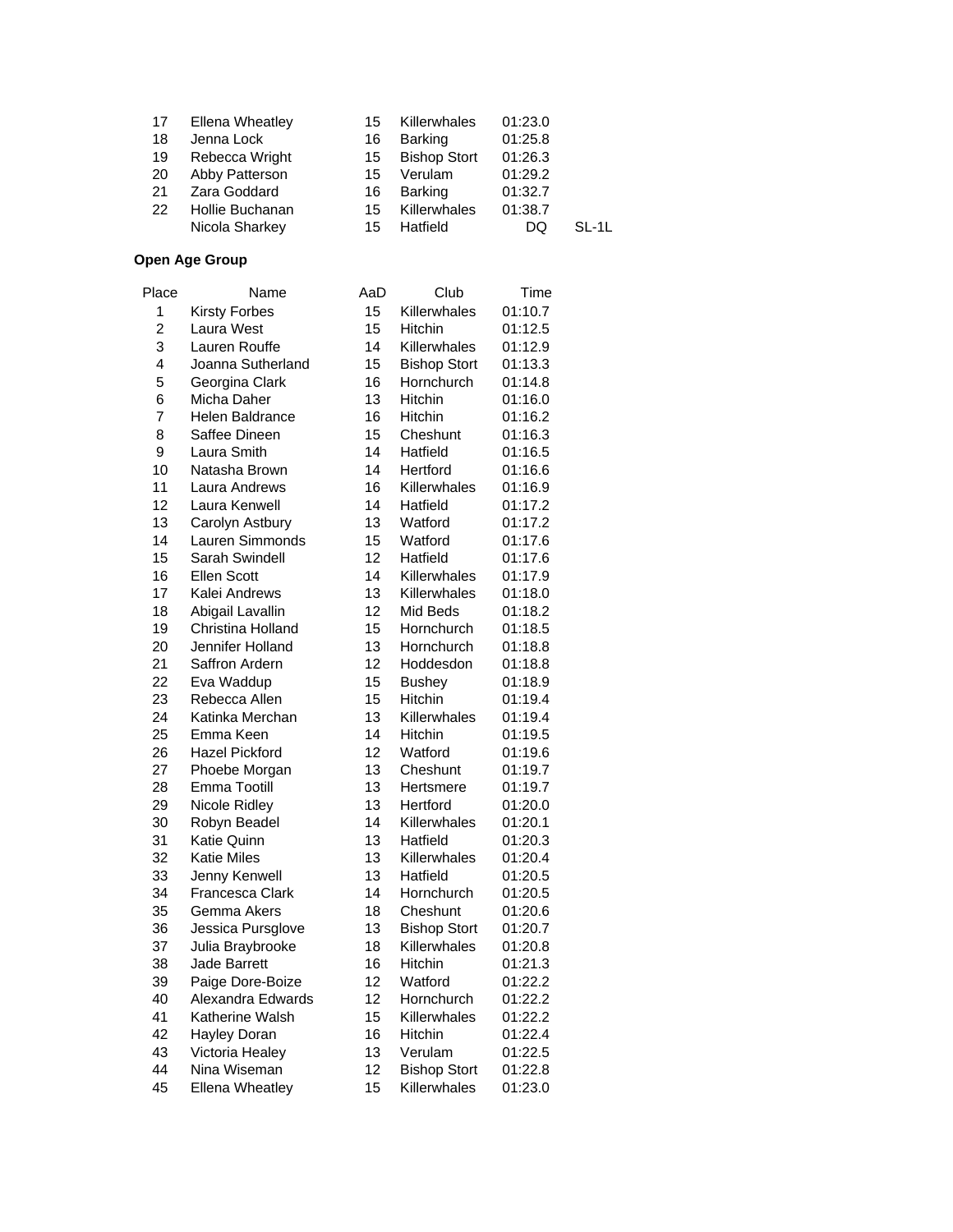| | | | | | |
|---|---|---|---|---|---|
| 17 | Ellena Wheatley | 15 | Killerwhales | 01:23.0 | |
| 18 | Jenna Lock | 16 | Barking | 01:25.8 | |
| 19 | Rebecca Wright | 15 | Bishop Stort | 01:26.3 | |
| 20 | Abby Patterson | 15 | Verulam | 01:29.2 | |
| 21 | Zara Goddard | 16 | Barking | 01:32.7 | |
| 22 | Hollie Buchanan | 15 | Killerwhales | 01:38.7 | |
| | Nicola Sharkey | 15 | Hatfield | DQ | SL-1L |

**Open Age Group**

| Place | Name | AaD | Club | Time |
|---|---|---|---|---|
| 1 | Kirsty Forbes | 15 | Killerwhales | 01:10.7 |
| 2 | Laura West | 15 | Hitchin | 01:12.5 |
| 3 | Lauren Rouffe | 14 | Killerwhales | 01:12.9 |
| 4 | Joanna Sutherland | 15 | Bishop Stort | 01:13.3 |
| 5 | Georgina Clark | 16 | Hornchurch | 01:14.8 |
| 6 | Micha Daher | 13 | Hitchin | 01:16.0 |
| 7 | Helen Baldrance | 16 | Hitchin | 01:16.2 |
| 8 | Saffee Dineen | 15 | Cheshunt | 01:16.3 |
| 9 | Laura Smith | 14 | Hatfield | 01:16.5 |
| 10 | Natasha Brown | 14 | Hertford | 01:16.6 |
| 11 | Laura Andrews | 16 | Killerwhales | 01:16.9 |
| 12 | Laura Kenwell | 14 | Hatfield | 01:17.2 |
| 13 | Carolyn Astbury | 13 | Watford | 01:17.2 |
| 14 | Lauren Simmonds | 15 | Watford | 01:17.6 |
| 15 | Sarah Swindell | 12 | Hatfield | 01:17.6 |
| 16 | Ellen Scott | 14 | Killerwhales | 01:17.9 |
| 17 | Kalei Andrews | 13 | Killerwhales | 01:18.0 |
| 18 | Abigail Lavallin | 12 | Mid Beds | 01:18.2 |
| 19 | Christina Holland | 15 | Hornchurch | 01:18.5 |
| 20 | Jennifer Holland | 13 | Hornchurch | 01:18.8 |
| 21 | Saffron Ardern | 12 | Hoddesdon | 01:18.8 |
| 22 | Eva Waddup | 15 | Bushey | 01:18.9 |
| 23 | Rebecca Allen | 15 | Hitchin | 01:19.4 |
| 24 | Katinka Merchan | 13 | Killerwhales | 01:19.4 |
| 25 | Emma Keen | 14 | Hitchin | 01:19.5 |
| 26 | Hazel Pickford | 12 | Watford | 01:19.6 |
| 27 | Phoebe Morgan | 13 | Cheshunt | 01:19.7 |
| 28 | Emma Tootill | 13 | Hertsmere | 01:19.7 |
| 29 | Nicole Ridley | 13 | Hertford | 01:20.0 |
| 30 | Robyn Beadel | 14 | Killerwhales | 01:20.1 |
| 31 | Katie Quinn | 13 | Hatfield | 01:20.3 |
| 32 | Katie Miles | 13 | Killerwhales | 01:20.4 |
| 33 | Jenny Kenwell | 13 | Hatfield | 01:20.5 |
| 34 | Francesca Clark | 14 | Hornchurch | 01:20.5 |
| 35 | Gemma Akers | 18 | Cheshunt | 01:20.6 |
| 36 | Jessica Pursglove | 13 | Bishop Stort | 01:20.7 |
| 37 | Julia Braybrooke | 18 | Killerwhales | 01:20.8 |
| 38 | Jade Barrett | 16 | Hitchin | 01:21.3 |
| 39 | Paige Dore-Boize | 12 | Watford | 01:22.2 |
| 40 | Alexandra Edwards | 12 | Hornchurch | 01:22.2 |
| 41 | Katherine Walsh | 15 | Killerwhales | 01:22.2 |
| 42 | Hayley Doran | 16 | Hitchin | 01:22.4 |
| 43 | Victoria Healey | 13 | Verulam | 01:22.5 |
| 44 | Nina Wiseman | 12 | Bishop Stort | 01:22.8 |
| 45 | Ellena Wheatley | 15 | Killerwhales | 01:23.0 |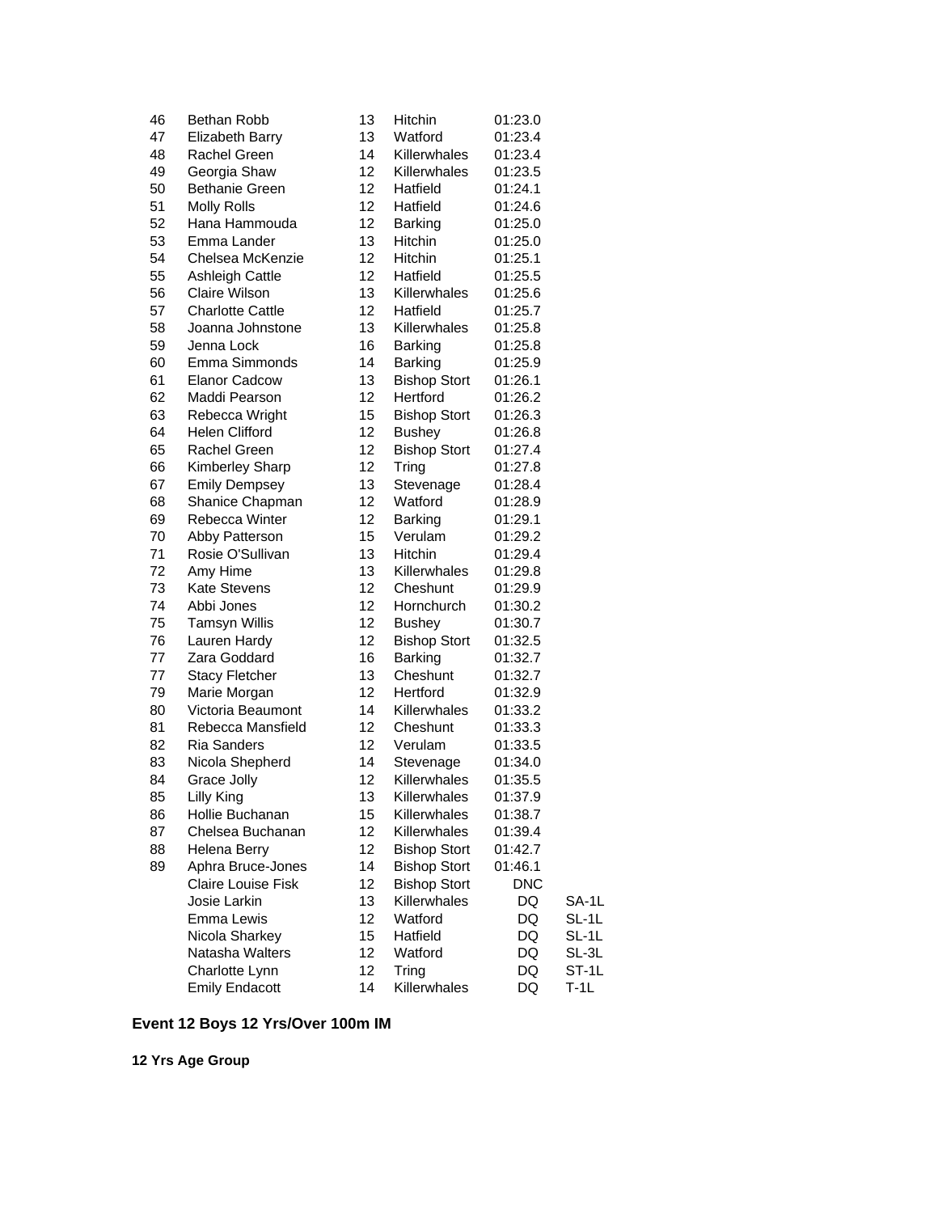| | | | | | |
|---|---|---|---|---|---|
| 46 | Bethan Robb | 13 | Hitchin | 01:23.0 | |
| 47 | Elizabeth Barry | 13 | Watford | 01:23.4 | |
| 48 | Rachel Green | 14 | Killerwhales | 01:23.4 | |
| 49 | Georgia Shaw | 12 | Killerwhales | 01:23.5 | |
| 50 | Bethanie Green | 12 | Hatfield | 01:24.1 | |
| 51 | Molly Rolls | 12 | Hatfield | 01:24.6 | |
| 52 | Hana Hammouda | 12 | Barking | 01:25.0 | |
| 53 | Emma Lander | 13 | Hitchin | 01:25.0 | |
| 54 | Chelsea McKenzie | 12 | Hitchin | 01:25.1 | |
| 55 | Ashleigh Cattle | 12 | Hatfield | 01:25.5 | |
| 56 | Claire Wilson | 13 | Killerwhales | 01:25.6 | |
| 57 | Charlotte Cattle | 12 | Hatfield | 01:25.7 | |
| 58 | Joanna Johnstone | 13 | Killerwhales | 01:25.8 | |
| 59 | Jenna Lock | 16 | Barking | 01:25.8 | |
| 60 | Emma Simmonds | 14 | Barking | 01:25.9 | |
| 61 | Elanor Cadcow | 13 | Bishop Stort | 01:26.1 | |
| 62 | Maddi Pearson | 12 | Hertford | 01:26.2 | |
| 63 | Rebecca Wright | 15 | Bishop Stort | 01:26.3 | |
| 64 | Helen Clifford | 12 | Bushey | 01:26.8 | |
| 65 | Rachel Green | 12 | Bishop Stort | 01:27.4 | |
| 66 | Kimberley Sharp | 12 | Tring | 01:27.8 | |
| 67 | Emily Dempsey | 13 | Stevenage | 01:28.4 | |
| 68 | Shanice Chapman | 12 | Watford | 01:28.9 | |
| 69 | Rebecca Winter | 12 | Barking | 01:29.1 | |
| 70 | Abby Patterson | 15 | Verulam | 01:29.2 | |
| 71 | Rosie O'Sullivan | 13 | Hitchin | 01:29.4 | |
| 72 | Amy Hime | 13 | Killerwhales | 01:29.8 | |
| 73 | Kate Stevens | 12 | Cheshunt | 01:29.9 | |
| 74 | Abbi Jones | 12 | Hornchurch | 01:30.2 | |
| 75 | Tamsyn Willis | 12 | Bushey | 01:30.7 | |
| 76 | Lauren Hardy | 12 | Bishop Stort | 01:32.5 | |
| 77 | Zara Goddard | 16 | Barking | 01:32.7 | |
| 77 | Stacy Fletcher | 13 | Cheshunt | 01:32.7 | |
| 79 | Marie Morgan | 12 | Hertford | 01:32.9 | |
| 80 | Victoria Beaumont | 14 | Killerwhales | 01:33.2 | |
| 81 | Rebecca Mansfield | 12 | Cheshunt | 01:33.3 | |
| 82 | Ria Sanders | 12 | Verulam | 01:33.5 | |
| 83 | Nicola Shepherd | 14 | Stevenage | 01:34.0 | |
| 84 | Grace Jolly | 12 | Killerwhales | 01:35.5 | |
| 85 | Lilly King | 13 | Killerwhales | 01:37.9 | |
| 86 | Hollie Buchanan | 15 | Killerwhales | 01:38.7 | |
| 87 | Chelsea Buchanan | 12 | Killerwhales | 01:39.4 | |
| 88 | Helena Berry | 12 | Bishop Stort | 01:42.7 | |
| 89 | Aphra Bruce-Jones | 14 | Bishop Stort | 01:46.1 | |
| | Claire Louise Fisk | 12 | Bishop Stort | DNC | |
| | Josie Larkin | 13 | Killerwhales | DQ | SA-1L |
| | Emma Lewis | 12 | Watford | DQ | SL-1L |
| | Nicola Sharkey | 15 | Hatfield | DQ | SL-1L |
| | Natasha Walters | 12 | Watford | DQ | SL-3L |
| | Charlotte Lynn | 12 | Tring | DQ | ST-1L |
| | Emily Endacott | 14 | Killerwhales | DQ | T-1L |

## Event 12 Boys 12 Yrs/Over 100m IM

**12 Yrs Age Group**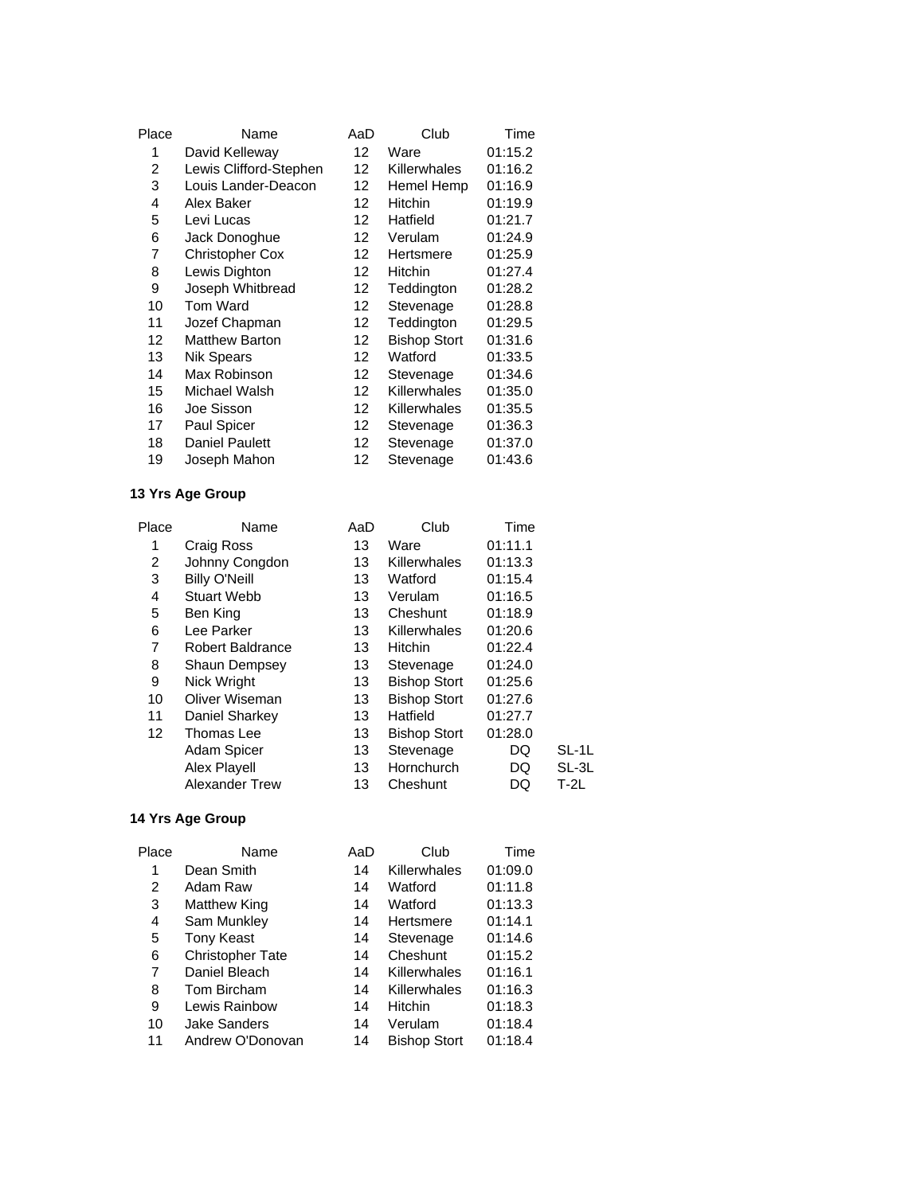| Place | Name | AaD | Club | Time |
|---|---|---|---|---|
| 1 | David Kelleway | 12 | Ware | 01:15.2 |
| 2 | Lewis Clifford-Stephen | 12 | Killerwhales | 01:16.2 |
| 3 | Louis Lander-Deacon | 12 | Hemel Hemp | 01:16.9 |
| 4 | Alex Baker | 12 | Hitchin | 01:19.9 |
| 5 | Levi Lucas | 12 | Hatfield | 01:21.7 |
| 6 | Jack Donoghue | 12 | Verulam | 01:24.9 |
| 7 | Christopher Cox | 12 | Hertsmere | 01:25.9 |
| 8 | Lewis Dighton | 12 | Hitchin | 01:27.4 |
| 9 | Joseph Whitbread | 12 | Teddington | 01:28.2 |
| 10 | Tom Ward | 12 | Stevenage | 01:28.8 |
| 11 | Jozef Chapman | 12 | Teddington | 01:29.5 |
| 12 | Matthew Barton | 12 | Bishop Stort | 01:31.6 |
| 13 | Nik Spears | 12 | Watford | 01:33.5 |
| 14 | Max Robinson | 12 | Stevenage | 01:34.6 |
| 15 | Michael Walsh | 12 | Killerwhales | 01:35.0 |
| 16 | Joe Sisson | 12 | Killerwhales | 01:35.5 |
| 17 | Paul Spicer | 12 | Stevenage | 01:36.3 |
| 18 | Daniel Paulett | 12 | Stevenage | 01:37.0 |
| 19 | Joseph Mahon | 12 | Stevenage | 01:43.6 |

**13 Yrs Age Group**

| Place | Name | AaD | Club | Time | |
|---|---|---|---|---|---|
| 1 | Craig Ross | 13 | Ware | 01:11.1 | |
| 2 | Johnny Congdon | 13 | Killerwhales | 01:13.3 | |
| 3 | Billy O'Neill | 13 | Watford | 01:15.4 | |
| 4 | Stuart Webb | 13 | Verulam | 01:16.5 | |
| 5 | Ben King | 13 | Cheshunt | 01:18.9 | |
| 6 | Lee Parker | 13 | Killerwhales | 01:20.6 | |
| 7 | Robert Baldrance | 13 | Hitchin | 01:22.4 | |
| 8 | Shaun Dempsey | 13 | Stevenage | 01:24.0 | |
| 9 | Nick Wright | 13 | Bishop Stort | 01:25.6 | |
| 10 | Oliver Wiseman | 13 | Bishop Stort | 01:27.6 | |
| 11 | Daniel Sharkey | 13 | Hatfield | 01:27.7 | |
| 12 | Thomas Lee | 13 | Bishop Stort | 01:28.0 | |
| | Adam Spicer | 13 | Stevenage | DQ | SL-1L |
| | Alex Playell | 13 | Hornchurch | DQ | SL-3L |
| | Alexander Trew | 13 | Cheshunt | DQ | T-2L |

**14 Yrs Age Group**

| Place | Name | AaD | Club | Time |
|---|---|---|---|---|
| 1 | Dean Smith | 14 | Killerwhales | 01:09.0 |
| 2 | Adam Raw | 14 | Watford | 01:11.8 |
| 3 | Matthew King | 14 | Watford | 01:13.3 |
| 4 | Sam Munkley | 14 | Hertsmere | 01:14.1 |
| 5 | Tony Keast | 14 | Stevenage | 01:14.6 |
| 6 | Christopher Tate | 14 | Cheshunt | 01:15.2 |
| 7 | Daniel Bleach | 14 | Killerwhales | 01:16.1 |
| 8 | Tom Bircham | 14 | Killerwhales | 01:16.3 |
| 9 | Lewis Rainbow | 14 | Hitchin | 01:18.3 |
| 10 | Jake Sanders | 14 | Verulam | 01:18.4 |
| 11 | Andrew O'Donovan | 14 | Bishop Stort | 01:18.4 |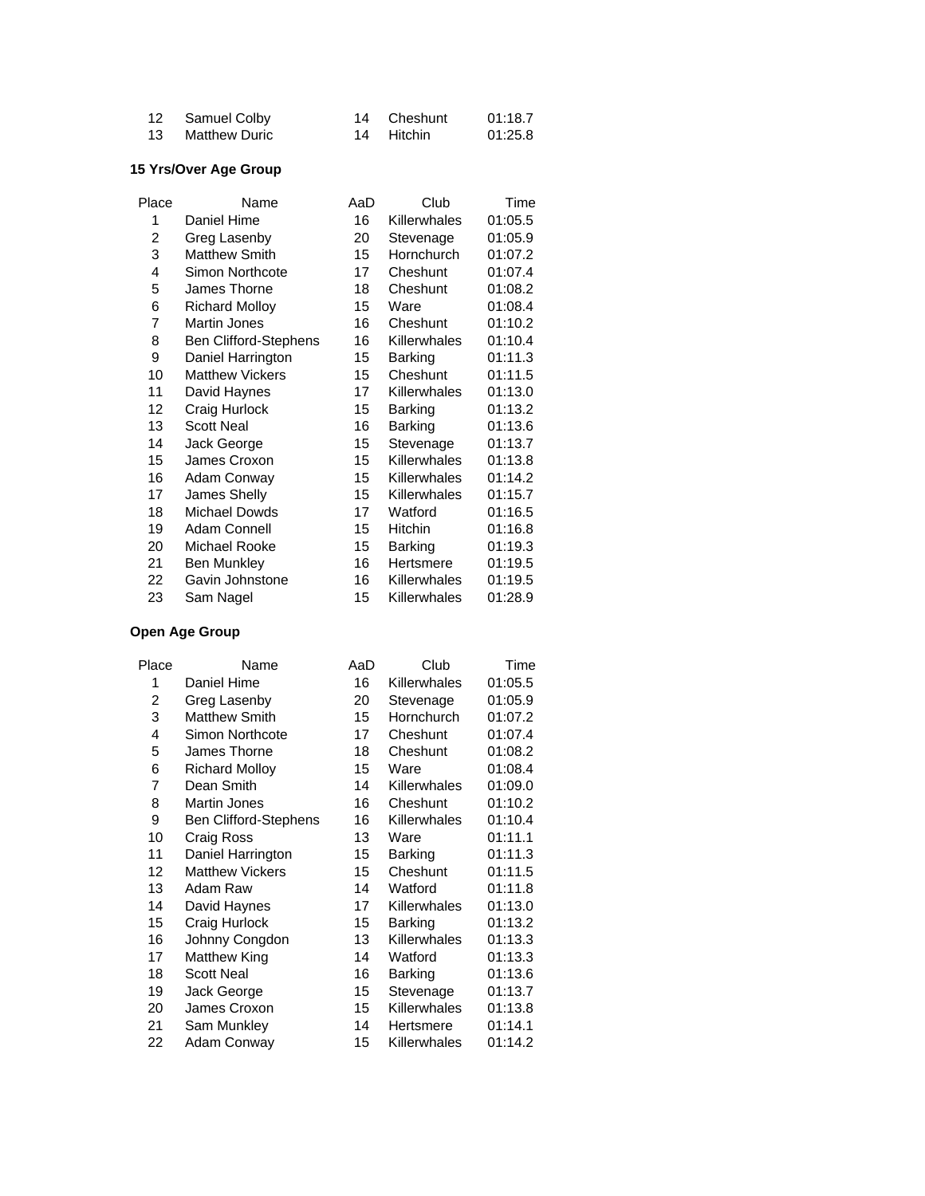| | | | | |
|---|---|---|---|---|
| 12 | Samuel Colby | 14 | Cheshunt | 01:18.7 |
| 13 | Matthew Duric | 14 | Hitchin | 01:25.8 |

**15 Yrs/Over Age Group**

| Place | Name | AaD | Club | Time |
|---|---|---|---|---|
| 1 | Daniel Hime | 16 | Killerwhales | 01:05.5 |
| 2 | Greg Lasenby | 20 | Stevenage | 01:05.9 |
| 3 | Matthew Smith | 15 | Hornchurch | 01:07.2 |
| 4 | Simon Northcote | 17 | Cheshunt | 01:07.4 |
| 5 | James Thorne | 18 | Cheshunt | 01:08.2 |
| 6 | Richard Molloy | 15 | Ware | 01:08.4 |
| 7 | Martin Jones | 16 | Cheshunt | 01:10.2 |
| 8 | Ben Clifford-Stephens | 16 | Killerwhales | 01:10.4 |
| 9 | Daniel Harrington | 15 | Barking | 01:11.3 |
| 10 | Matthew Vickers | 15 | Cheshunt | 01:11.5 |
| 11 | David Haynes | 17 | Killerwhales | 01:13.0 |
| 12 | Craig Hurlock | 15 | Barking | 01:13.2 |
| 13 | Scott Neal | 16 | Barking | 01:13.6 |
| 14 | Jack George | 15 | Stevenage | 01:13.7 |
| 15 | James Croxon | 15 | Killerwhales | 01:13.8 |
| 16 | Adam Conway | 15 | Killerwhales | 01:14.2 |
| 17 | James Shelly | 15 | Killerwhales | 01:15.7 |
| 18 | Michael Dowds | 17 | Watford | 01:16.5 |
| 19 | Adam Connell | 15 | Hitchin | 01:16.8 |
| 20 | Michael Rooke | 15 | Barking | 01:19.3 |
| 21 | Ben Munkley | 16 | Hertsmere | 01:19.5 |
| 22 | Gavin Johnstone | 16 | Killerwhales | 01:19.5 |
| 23 | Sam Nagel | 15 | Killerwhales | 01:28.9 |

**Open Age Group**

| Place | Name | AaD | Club | Time |
|---|---|---|---|---|
| 1 | Daniel Hime | 16 | Killerwhales | 01:05.5 |
| 2 | Greg Lasenby | 20 | Stevenage | 01:05.9 |
| 3 | Matthew Smith | 15 | Hornchurch | 01:07.2 |
| 4 | Simon Northcote | 17 | Cheshunt | 01:07.4 |
| 5 | James Thorne | 18 | Cheshunt | 01:08.2 |
| 6 | Richard Molloy | 15 | Ware | 01:08.4 |
| 7 | Dean Smith | 14 | Killerwhales | 01:09.0 |
| 8 | Martin Jones | 16 | Cheshunt | 01:10.2 |
| 9 | Ben Clifford-Stephens | 16 | Killerwhales | 01:10.4 |
| 10 | Craig Ross | 13 | Ware | 01:11.1 |
| 11 | Daniel Harrington | 15 | Barking | 01:11.3 |
| 12 | Matthew Vickers | 15 | Cheshunt | 01:11.5 |
| 13 | Adam Raw | 14 | Watford | 01:11.8 |
| 14 | David Haynes | 17 | Killerwhales | 01:13.0 |
| 15 | Craig Hurlock | 15 | Barking | 01:13.2 |
| 16 | Johnny Congdon | 13 | Killerwhales | 01:13.3 |
| 17 | Matthew King | 14 | Watford | 01:13.3 |
| 18 | Scott Neal | 16 | Barking | 01:13.6 |
| 19 | Jack George | 15 | Stevenage | 01:13.7 |
| 20 | James Croxon | 15 | Killerwhales | 01:13.8 |
| 21 | Sam Munkley | 14 | Hertsmere | 01:14.1 |
| 22 | Adam Conway | 15 | Killerwhales | 01:14.2 |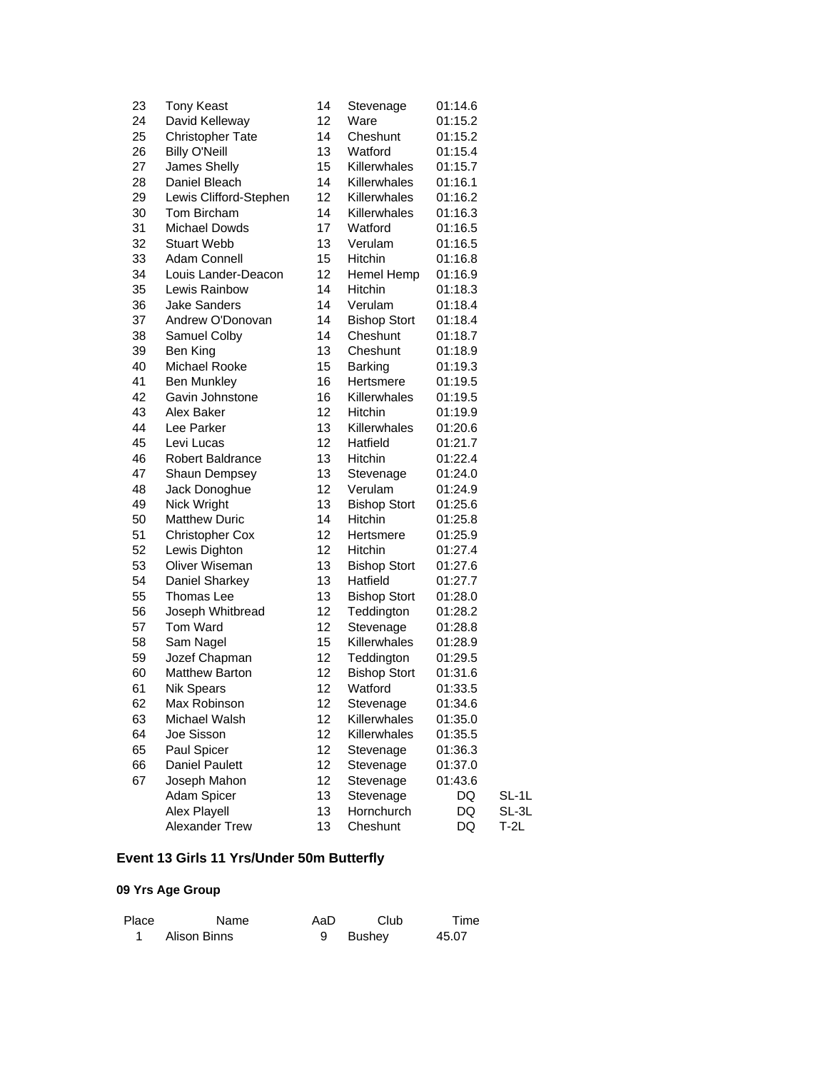| | | | | | |
|---|---|---|---|---|---|
| 23 | Tony Keast | 14 | Stevenage | 01:14.6 | |
| 24 | David Kelleway | 12 | Ware | 01:15.2 | |
| 25 | Christopher Tate | 14 | Cheshunt | 01:15.2 | |
| 26 | Billy O'Neill | 13 | Watford | 01:15.4 | |
| 27 | James Shelly | 15 | Killerwhales | 01:15.7 | |
| 28 | Daniel Bleach | 14 | Killerwhales | 01:16.1 | |
| 29 | Lewis Clifford-Stephen | 12 | Killerwhales | 01:16.2 | |
| 30 | Tom Bircham | 14 | Killerwhales | 01:16.3 | |
| 31 | Michael Dowds | 17 | Watford | 01:16.5 | |
| 32 | Stuart Webb | 13 | Verulam | 01:16.5 | |
| 33 | Adam Connell | 15 | Hitchin | 01:16.8 | |
| 34 | Louis Lander-Deacon | 12 | Hemel Hemp | 01:16.9 | |
| 35 | Lewis Rainbow | 14 | Hitchin | 01:18.3 | |
| 36 | Jake Sanders | 14 | Verulam | 01:18.4 | |
| 37 | Andrew O'Donovan | 14 | Bishop Stort | 01:18.4 | |
| 38 | Samuel Colby | 14 | Cheshunt | 01:18.7 | |
| 39 | Ben King | 13 | Cheshunt | 01:18.9 | |
| 40 | Michael Rooke | 15 | Barking | 01:19.3 | |
| 41 | Ben Munkley | 16 | Hertsmere | 01:19.5 | |
| 42 | Gavin Johnstone | 16 | Killerwhales | 01:19.5 | |
| 43 | Alex Baker | 12 | Hitchin | 01:19.9 | |
| 44 | Lee Parker | 13 | Killerwhales | 01:20.6 | |
| 45 | Levi Lucas | 12 | Hatfield | 01:21.7 | |
| 46 | Robert Baldrance | 13 | Hitchin | 01:22.4 | |
| 47 | Shaun Dempsey | 13 | Stevenage | 01:24.0 | |
| 48 | Jack Donoghue | 12 | Verulam | 01:24.9 | |
| 49 | Nick Wright | 13 | Bishop Stort | 01:25.6 | |
| 50 | Matthew Duric | 14 | Hitchin | 01:25.8 | |
| 51 | Christopher Cox | 12 | Hertsmere | 01:25.9 | |
| 52 | Lewis Dighton | 12 | Hitchin | 01:27.4 | |
| 53 | Oliver Wiseman | 13 | Bishop Stort | 01:27.6 | |
| 54 | Daniel Sharkey | 13 | Hatfield | 01:27.7 | |
| 55 | Thomas Lee | 13 | Bishop Stort | 01:28.0 | |
| 56 | Joseph Whitbread | 12 | Teddington | 01:28.2 | |
| 57 | Tom Ward | 12 | Stevenage | 01:28.8 | |
| 58 | Sam Nagel | 15 | Killerwhales | 01:28.9 | |
| 59 | Jozef Chapman | 12 | Teddington | 01:29.5 | |
| 60 | Matthew Barton | 12 | Bishop Stort | 01:31.6 | |
| 61 | Nik Spears | 12 | Watford | 01:33.5 | |
| 62 | Max Robinson | 12 | Stevenage | 01:34.6 | |
| 63 | Michael Walsh | 12 | Killerwhales | 01:35.0 | |
| 64 | Joe Sisson | 12 | Killerwhales | 01:35.5 | |
| 65 | Paul Spicer | 12 | Stevenage | 01:36.3 | |
| 66 | Daniel Paulett | 12 | Stevenage | 01:37.0 | |
| 67 | Joseph Mahon | 12 | Stevenage | 01:43.6 | |
| | Adam Spicer | 13 | Stevenage | DQ | SL-1L |
| | Alex Playell | 13 | Hornchurch | DQ | SL-3L |
| | Alexander Trew | 13 | Cheshunt | DQ | T-2L |

### Event 13 Girls 11 Yrs/Under 50m Butterfly

#### 09 Yrs Age Group

| Place | Name | AaD | Club | Time |
|---|---|---|---|---|
| 1 | Alison Binns | 9 | Bushey | 45.07 |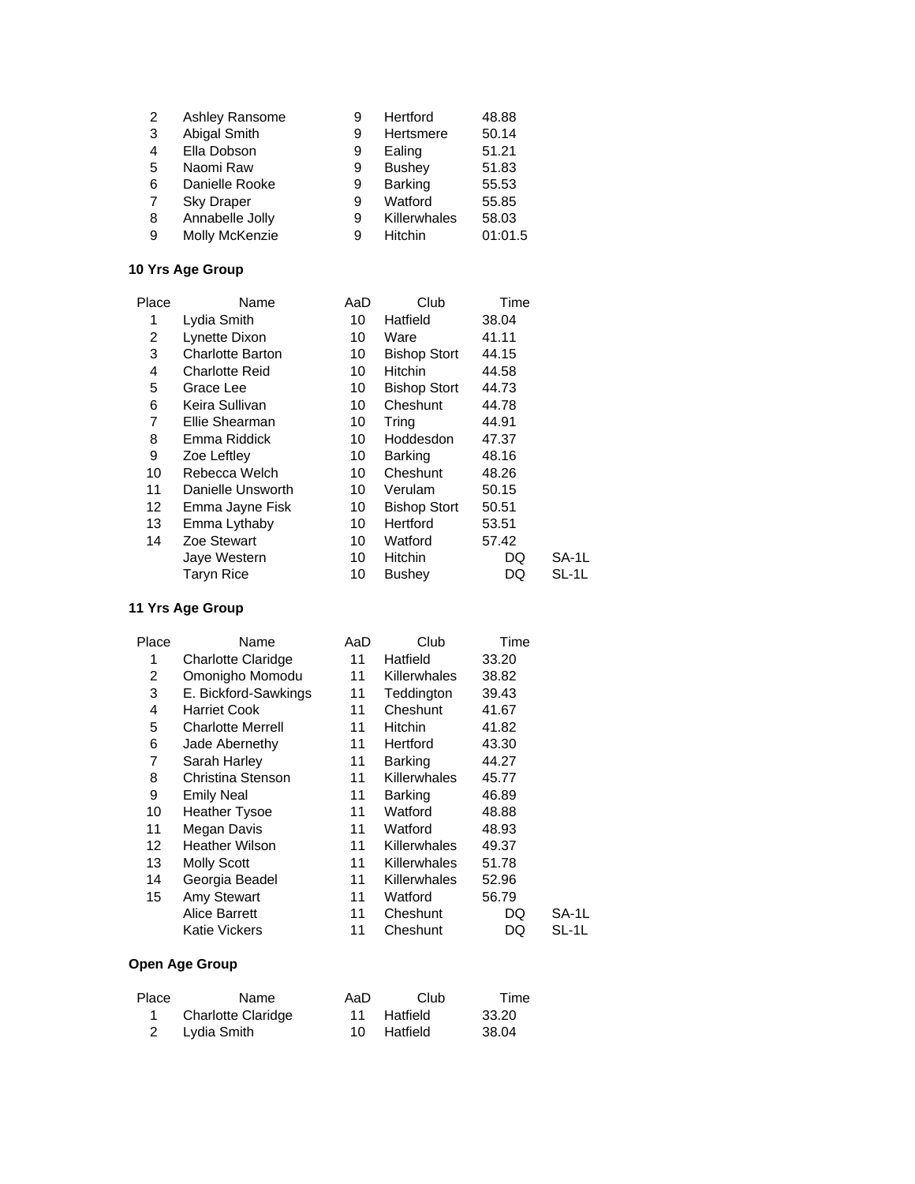| Place | Name | AaD | Club | Time | |
|---|---|---|---|---|---|
| 2 | Ashley Ransome | 9 | Hertford | 48.88 | |
| 3 | Abigal Smith | 9 | Hertsmere | 50.14 | |
| 4 | Ella Dobson | 9 | Ealing | 51.21 | |
| 5 | Naomi Raw | 9 | Bushey | 51.83 | |
| 6 | Danielle Rooke | 9 | Barking | 55.53 | |
| 7 | Sky Draper | 9 | Watford | 55.85 | |
| 8 | Annabelle Jolly | 9 | Killerwhales | 58.03 | |
| 9 | Molly McKenzie | 9 | Hitchin | 01:01.5 | |

**10 Yrs Age Group**

| Place | Name | AaD | Club | Time | |
|---|---|---|---|---|---|
| 1 | Lydia Smith | 10 | Hatfield | 38.04 | |
| 2 | Lynette Dixon | 10 | Ware | 41.11 | |
| 3 | Charlotte Barton | 10 | Bishop Stort | 44.15 | |
| 4 | Charlotte Reid | 10 | Hitchin | 44.58 | |
| 5 | Grace Lee | 10 | Bishop Stort | 44.73 | |
| 6 | Keira Sullivan | 10 | Cheshunt | 44.78 | |
| 7 | Ellie Shearman | 10 | Tring | 44.91 | |
| 8 | Emma Riddick | 10 | Hoddesdon | 47.37 | |
| 9 | Zoe Leftley | 10 | Barking | 48.16 | |
| 10 | Rebecca Welch | 10 | Cheshunt | 48.26 | |
| 11 | Danielle Unsworth | 10 | Verulam | 50.15 | |
| 12 | Emma Jayne Fisk | 10 | Bishop Stort | 50.51 | |
| 13 | Emma Lythaby | 10 | Hertford | 53.51 | |
| 14 | Zoe Stewart | 10 | Watford | 57.42 | |
| | Jaye Western | 10 | Hitchin | DQ | SA-1L |
| | Taryn Rice | 10 | Bushey | DQ | SL-1L |

**11 Yrs Age Group**

| Place | Name | AaD | Club | Time | |
|---|---|---|---|---|---|
| 1 | Charlotte Claridge | 11 | Hatfield | 33.20 | |
| 2 | Omonigho Momodu | 11 | Killerwhales | 38.82 | |
| 3 | E. Bickford-Sawkings | 11 | Teddington | 39.43 | |
| 4 | Harriet Cook | 11 | Cheshunt | 41.67 | |
| 5 | Charlotte Merrell | 11 | Hitchin | 41.82 | |
| 6 | Jade Abernethy | 11 | Hertford | 43.30 | |
| 7 | Sarah Harley | 11 | Barking | 44.27 | |
| 8 | Christina Stenson | 11 | Killerwhales | 45.77 | |
| 9 | Emily Neal | 11 | Barking | 46.89 | |
| 10 | Heather Tysoe | 11 | Watford | 48.88 | |
| 11 | Megan Davis | 11 | Watford | 48.93 | |
| 12 | Heather Wilson | 11 | Killerwhales | 49.37 | |
| 13 | Molly Scott | 11 | Killerwhales | 51.78 | |
| 14 | Georgia Beadel | 11 | Killerwhales | 52.96 | |
| 15 | Amy Stewart | 11 | Watford | 56.79 | |
| | Alice Barrett | 11 | Cheshunt | DQ | SA-1L |
| | Katie Vickers | 11 | Cheshunt | DQ | SL-1L |

**Open Age Group**

| Place | Name | AaD | Club | Time |
|---|---|---|---|---|
| 1 | Charlotte Claridge | 11 | Hatfield | 33.20 |
| 2 | Lydia Smith | 10 | Hatfield | 38.04 |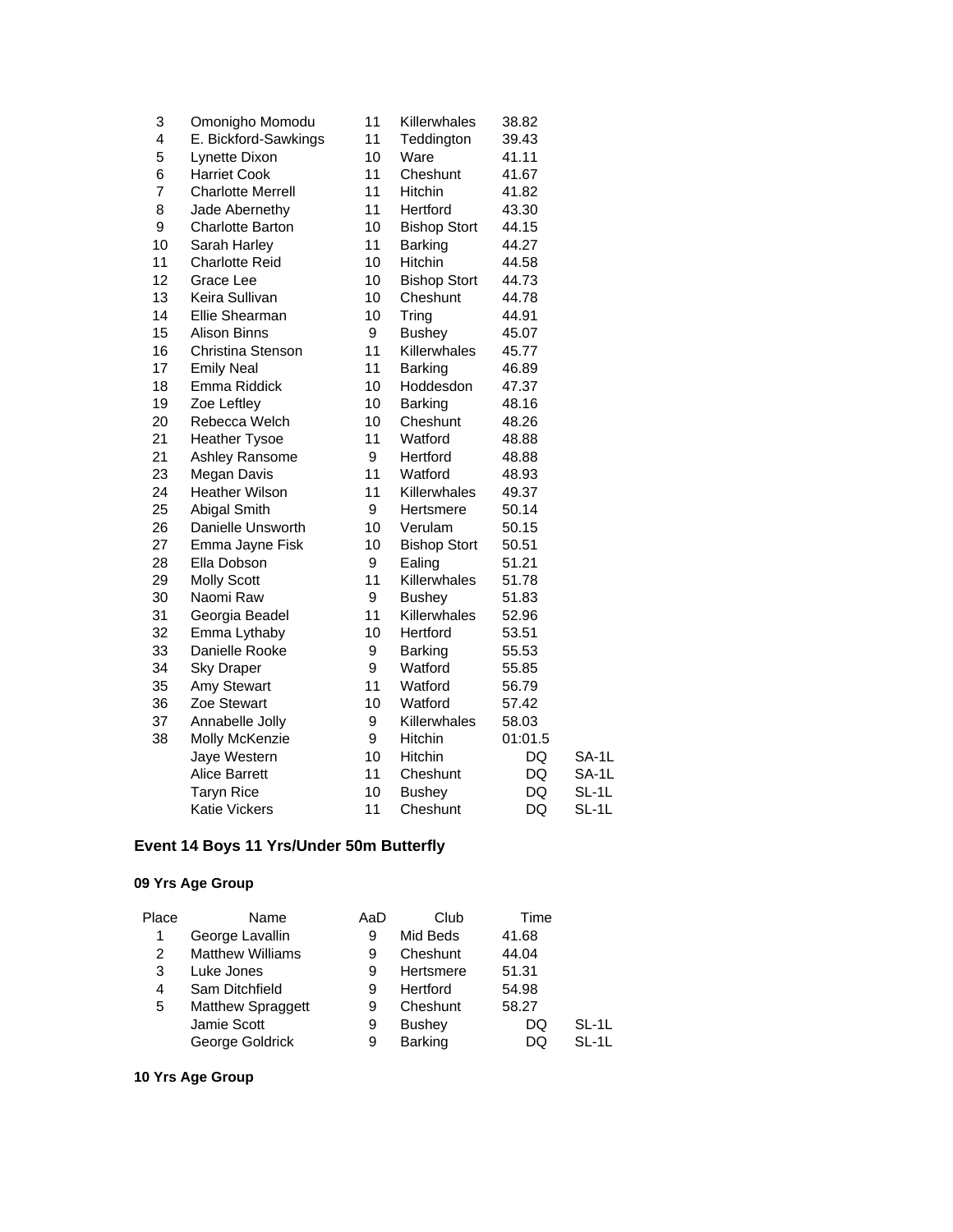| | | | | | |
|---|---|---|---|---|---|
| 3 | Omonigho Momodu | 11 | Killerwhales | 38.82 | |
| 4 | E. Bickford-Sawkings | 11 | Teddington | 39.43 | |
| 5 | Lynette Dixon | 10 | Ware | 41.11 | |
| 6 | Harriet Cook | 11 | Cheshunt | 41.67 | |
| 7 | Charlotte Merrell | 11 | Hitchin | 41.82 | |
| 8 | Jade Abernethy | 11 | Hertford | 43.30 | |
| 9 | Charlotte Barton | 10 | Bishop Stort | 44.15 | |
| 10 | Sarah Harley | 11 | Barking | 44.27 | |
| 11 | Charlotte Reid | 10 | Hitchin | 44.58 | |
| 12 | Grace Lee | 10 | Bishop Stort | 44.73 | |
| 13 | Keira Sullivan | 10 | Cheshunt | 44.78 | |
| 14 | Ellie Shearman | 10 | Tring | 44.91 | |
| 15 | Alison Binns | 9 | Bushey | 45.07 | |
| 16 | Christina Stenson | 11 | Killerwhales | 45.77 | |
| 17 | Emily Neal | 11 | Barking | 46.89 | |
| 18 | Emma Riddick | 10 | Hoddesdon | 47.37 | |
| 19 | Zoe Leftley | 10 | Barking | 48.16 | |
| 20 | Rebecca Welch | 10 | Cheshunt | 48.26 | |
| 21 | Heather Tysoe | 11 | Watford | 48.88 | |
| 21 | Ashley Ransome | 9 | Hertford | 48.88 | |
| 23 | Megan Davis | 11 | Watford | 48.93 | |
| 24 | Heather Wilson | 11 | Killerwhales | 49.37 | |
| 25 | Abigal Smith | 9 | Hertsmere | 50.14 | |
| 26 | Danielle Unsworth | 10 | Verulam | 50.15 | |
| 27 | Emma Jayne Fisk | 10 | Bishop Stort | 50.51 | |
| 28 | Ella Dobson | 9 | Ealing | 51.21 | |
| 29 | Molly Scott | 11 | Killerwhales | 51.78 | |
| 30 | Naomi Raw | 9 | Bushey | 51.83 | |
| 31 | Georgia Beadel | 11 | Killerwhales | 52.96 | |
| 32 | Emma Lythaby | 10 | Hertford | 53.51 | |
| 33 | Danielle Rooke | 9 | Barking | 55.53 | |
| 34 | Sky Draper | 9 | Watford | 55.85 | |
| 35 | Amy Stewart | 11 | Watford | 56.79 | |
| 36 | Zoe Stewart | 10 | Watford | 57.42 | |
| 37 | Annabelle Jolly | 9 | Killerwhales | 58.03 | |
| 38 | Molly McKenzie | 9 | Hitchin | 01:01.5 | |
| | Jaye Western | 10 | Hitchin | DQ | SA-1L |
| | Alice Barrett | 11 | Cheshunt | DQ | SA-1L |
| | Taryn Rice | 10 | Bushey | DQ | SL-1L |
| | Katie Vickers | 11 | Cheshunt | DQ | SL-1L |

## Event 14 Boys 11 Yrs/Under 50m Butterfly

### 09 Yrs Age Group

| Place | Name | AaD | Club | Time | |
|---|---|---|---|---|---|
| 1 | George Lavallin | 9 | Mid Beds | 41.68 | |
| 2 | Matthew Williams | 9 | Cheshunt | 44.04 | |
| 3 | Luke Jones | 9 | Hertsmere | 51.31 | |
| 4 | Sam Ditchfield | 9 | Hertford | 54.98 | |
| 5 | Matthew Spraggett | 9 | Cheshunt | 58.27 | |
| | Jamie Scott | 9 | Bushey | DQ | SL-1L |
| | George Goldrick | 9 | Barking | DQ | SL-1L |

### 10 Yrs Age Group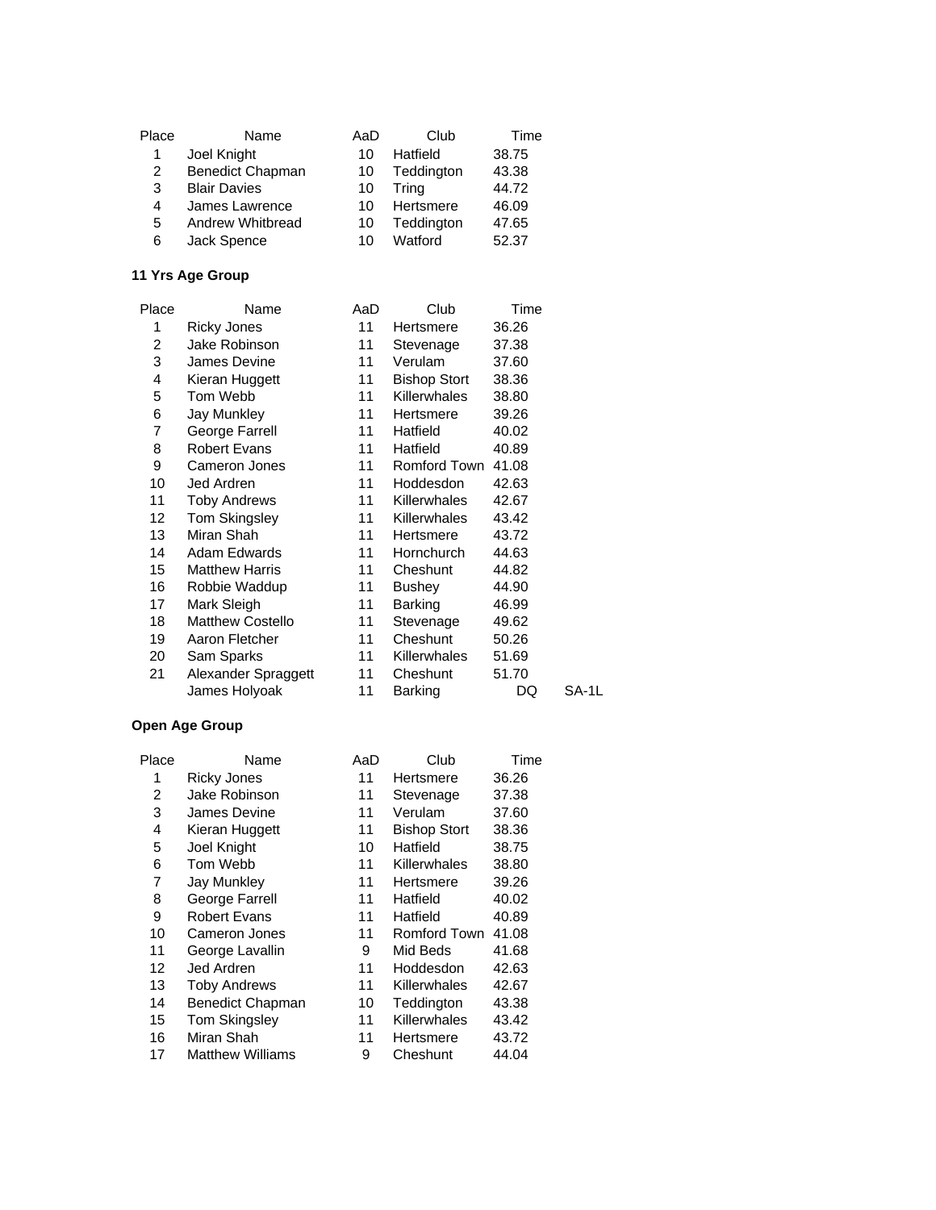| Place | Name | AaD | Club | Time |
|---|---|---|---|---|
| 1 | Joel Knight | 10 | Hatfield | 38.75 |
| 2 | Benedict Chapman | 10 | Teddington | 43.38 |
| 3 | Blair Davies | 10 | Tring | 44.72 |
| 4 | James Lawrence | 10 | Hertsmere | 46.09 |
| 5 | Andrew Whitbread | 10 | Teddington | 47.65 |
| 6 | Jack Spence | 10 | Watford | 52.37 |

**11 Yrs Age Group**

| Place | Name | AaD | Club | Time | |
|---|---|---|---|---|---|
| 1 | Ricky Jones | 11 | Hertsmere | 36.26 | |
| 2 | Jake Robinson | 11 | Stevenage | 37.38 | |
| 3 | James Devine | 11 | Verulam | 37.60 | |
| 4 | Kieran Huggett | 11 | Bishop Stort | 38.36 | |
| 5 | Tom Webb | 11 | Killerwhales | 38.80 | |
| 6 | Jay Munkley | 11 | Hertsmere | 39.26 | |
| 7 | George Farrell | 11 | Hatfield | 40.02 | |
| 8 | Robert Evans | 11 | Hatfield | 40.89 | |
| 9 | Cameron Jones | 11 | Romford Town | 41.08 | |
| 10 | Jed Ardren | 11 | Hoddesdon | 42.63 | |
| 11 | Toby Andrews | 11 | Killerwhales | 42.67 | |
| 12 | Tom Skingsley | 11 | Killerwhales | 43.42 | |
| 13 | Miran Shah | 11 | Hertsmere | 43.72 | |
| 14 | Adam Edwards | 11 | Hornchurch | 44.63 | |
| 15 | Matthew Harris | 11 | Cheshunt | 44.82 | |
| 16 | Robbie Waddup | 11 | Bushey | 44.90 | |
| 17 | Mark Sleigh | 11 | Barking | 46.99 | |
| 18 | Matthew Costello | 11 | Stevenage | 49.62 | |
| 19 | Aaron Fletcher | 11 | Cheshunt | 50.26 | |
| 20 | Sam Sparks | 11 | Killerwhales | 51.69 | |
| 21 | Alexander Spraggett | 11 | Cheshunt | 51.70 | |
| | James Holyoak | 11 | Barking | DQ | SA-1L |

**Open Age Group**

| Place | Name | AaD | Club | Time |
|---|---|---|---|---|
| 1 | Ricky Jones | 11 | Hertsmere | 36.26 |
| 2 | Jake Robinson | 11 | Stevenage | 37.38 |
| 3 | James Devine | 11 | Verulam | 37.60 |
| 4 | Kieran Huggett | 11 | Bishop Stort | 38.36 |
| 5 | Joel Knight | 10 | Hatfield | 38.75 |
| 6 | Tom Webb | 11 | Killerwhales | 38.80 |
| 7 | Jay Munkley | 11 | Hertsmere | 39.26 |
| 8 | George Farrell | 11 | Hatfield | 40.02 |
| 9 | Robert Evans | 11 | Hatfield | 40.89 |
| 10 | Cameron Jones | 11 | Romford Town | 41.08 |
| 11 | George Lavallin | 9 | Mid Beds | 41.68 |
| 12 | Jed Ardren | 11 | Hoddesdon | 42.63 |
| 13 | Toby Andrews | 11 | Killerwhales | 42.67 |
| 14 | Benedict Chapman | 10 | Teddington | 43.38 |
| 15 | Tom Skingsley | 11 | Killerwhales | 43.42 |
| 16 | Miran Shah | 11 | Hertsmere | 43.72 |
| 17 | Matthew Williams | 9 | Cheshunt | 44.04 |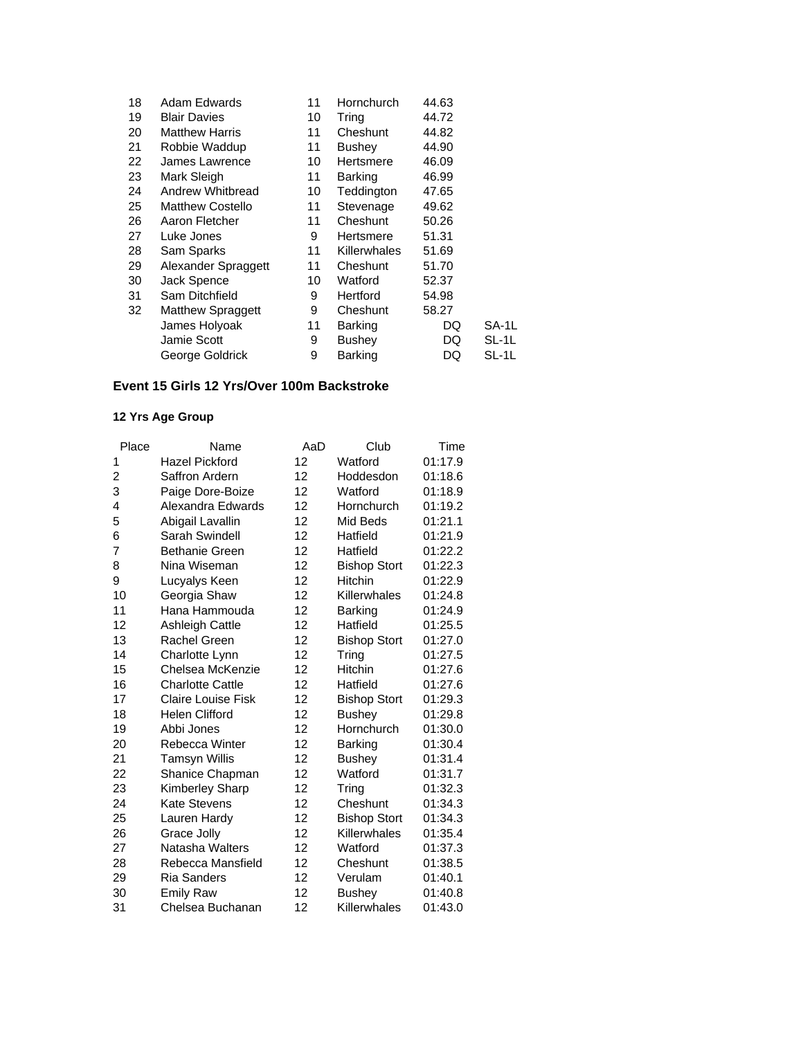| | | | | | |
|---|---|---|---|---|---|
| 18 | Adam Edwards | 11 | Hornchurch | 44.63 | |
| 19 | Blair Davies | 10 | Tring | 44.72 | |
| 20 | Matthew Harris | 11 | Cheshunt | 44.82 | |
| 21 | Robbie Waddup | 11 | Bushey | 44.90 | |
| 22 | James Lawrence | 10 | Hertsmere | 46.09 | |
| 23 | Mark Sleigh | 11 | Barking | 46.99 | |
| 24 | Andrew Whitbread | 10 | Teddington | 47.65 | |
| 25 | Matthew Costello | 11 | Stevenage | 49.62 | |
| 26 | Aaron Fletcher | 11 | Cheshunt | 50.26 | |
| 27 | Luke Jones | 9 | Hertsmere | 51.31 | |
| 28 | Sam Sparks | 11 | Killerwhales | 51.69 | |
| 29 | Alexander Spraggett | 11 | Cheshunt | 51.70 | |
| 30 | Jack Spence | 10 | Watford | 52.37 | |
| 31 | Sam Ditchfield | 9 | Hertford | 54.98 | |
| 32 | Matthew Spraggett | 9 | Cheshunt | 58.27 | |
| | James Holyoak | 11 | Barking | DQ | SA-1L |
| | Jamie Scott | 9 | Bushey | DQ | SL-1L |
| | George Goldrick | 9 | Barking | DQ | SL-1L |

**Event 15 Girls 12 Yrs/Over 100m Backstroke**

**12 Yrs Age Group**

| Place | Name | AaD | Club | Time |
|---|---|---|---|---|
| 1 | Hazel Pickford | 12 | Watford | 01:17.9 |
| 2 | Saffron Ardern | 12 | Hoddesdon | 01:18.6 |
| 3 | Paige Dore-Boize | 12 | Watford | 01:18.9 |
| 4 | Alexandra Edwards | 12 | Hornchurch | 01:19.2 |
| 5 | Abigail Lavallin | 12 | Mid Beds | 01:21.1 |
| 6 | Sarah Swindell | 12 | Hatfield | 01:21.9 |
| 7 | Bethanie Green | 12 | Hatfield | 01:22.2 |
| 8 | Nina Wiseman | 12 | Bishop Stort | 01:22.3 |
| 9 | Lucyalys Keen | 12 | Hitchin | 01:22.9 |
| 10 | Georgia Shaw | 12 | Killerwhales | 01:24.8 |
| 11 | Hana Hammouda | 12 | Barking | 01:24.9 |
| 12 | Ashleigh Cattle | 12 | Hatfield | 01:25.5 |
| 13 | Rachel Green | 12 | Bishop Stort | 01:27.0 |
| 14 | Charlotte Lynn | 12 | Tring | 01:27.5 |
| 15 | Chelsea McKenzie | 12 | Hitchin | 01:27.6 |
| 16 | Charlotte Cattle | 12 | Hatfield | 01:27.6 |
| 17 | Claire Louise Fisk | 12 | Bishop Stort | 01:29.3 |
| 18 | Helen Clifford | 12 | Bushey | 01:29.8 |
| 19 | Abbi Jones | 12 | Hornchurch | 01:30.0 |
| 20 | Rebecca Winter | 12 | Barking | 01:30.4 |
| 21 | Tamsyn Willis | 12 | Bushey | 01:31.4 |
| 22 | Shanice Chapman | 12 | Watford | 01:31.7 |
| 23 | Kimberley Sharp | 12 | Tring | 01:32.3 |
| 24 | Kate Stevens | 12 | Cheshunt | 01:34.3 |
| 25 | Lauren Hardy | 12 | Bishop Stort | 01:34.3 |
| 26 | Grace Jolly | 12 | Killerwhales | 01:35.4 |
| 27 | Natasha Walters | 12 | Watford | 01:37.3 |
| 28 | Rebecca Mansfield | 12 | Cheshunt | 01:38.5 |
| 29 | Ria Sanders | 12 | Verulam | 01:40.1 |
| 30 | Emily Raw | 12 | Bushey | 01:40.8 |
| 31 | Chelsea Buchanan | 12 | Killerwhales | 01:43.0 |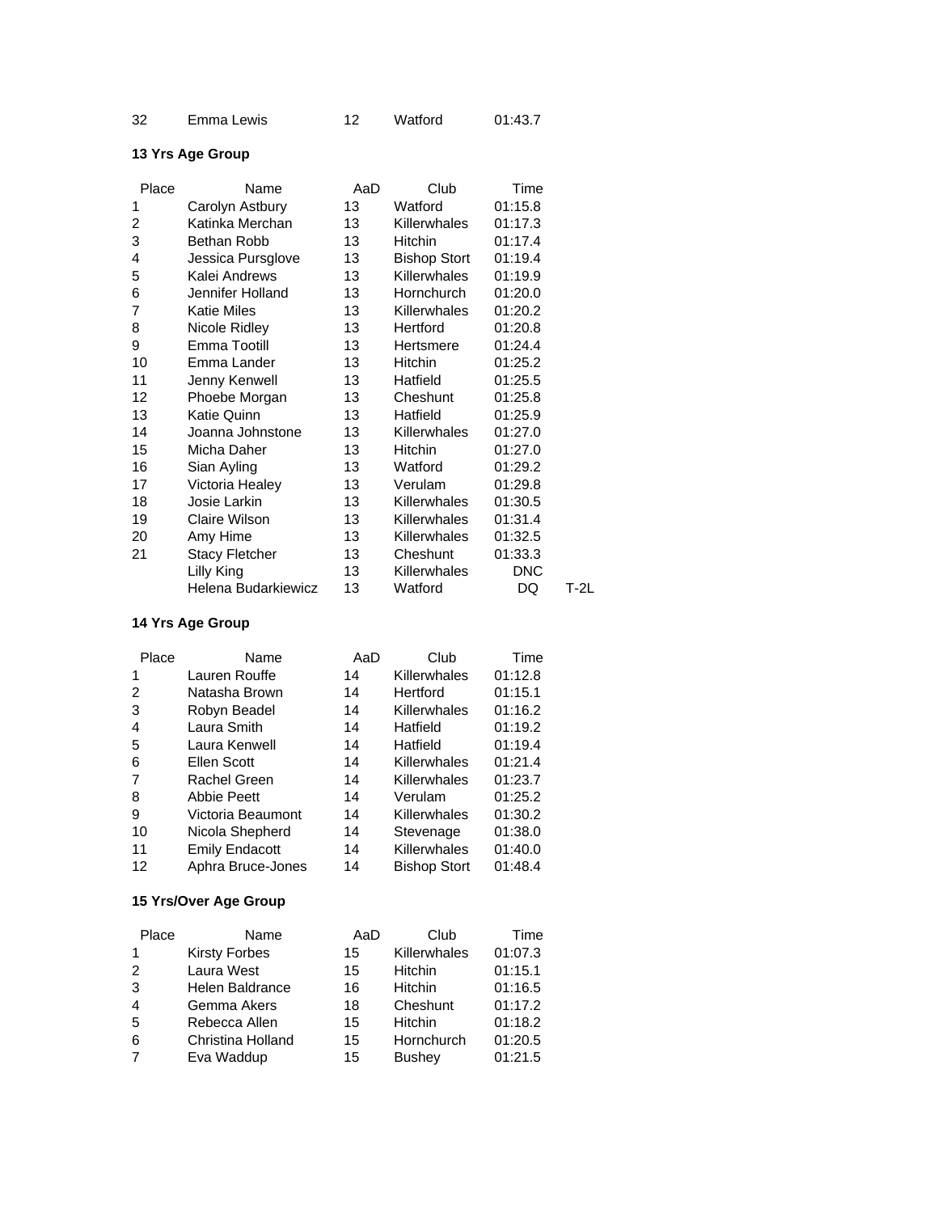| 32 | Emma Lewis | 12 | Watford | 01:43.7 |
|---|---|---|---|---|

### 13 Yrs Age Group

| Place | Name | AaD | Club | Time | |
|---|---|---|---|---|---|
| 1 | Carolyn Astbury | 13 | Watford | 01:15.8 | |
| 2 | Katinka Merchan | 13 | Killerwhales | 01:17.3 | |
| 3 | Bethan Robb | 13 | Hitchin | 01:17.4 | |
| 4 | Jessica Pursglove | 13 | Bishop Stort | 01:19.4 | |
| 5 | Kalei Andrews | 13 | Killerwhales | 01:19.9 | |
| 6 | Jennifer Holland | 13 | Hornchurch | 01:20.0 | |
| 7 | Katie Miles | 13 | Killerwhales | 01:20.2 | |
| 8 | Nicole Ridley | 13 | Hertford | 01:20.8 | |
| 9 | Emma Tootill | 13 | Hertsmere | 01:24.4 | |
| 10 | Emma Lander | 13 | Hitchin | 01:25.2 | |
| 11 | Jenny Kenwell | 13 | Hatfield | 01:25.5 | |
| 12 | Phoebe Morgan | 13 | Cheshunt | 01:25.8 | |
| 13 | Katie Quinn | 13 | Hatfield | 01:25.9 | |
| 14 | Joanna Johnstone | 13 | Killerwhales | 01:27.0 | |
| 15 | Micha Daher | 13 | Hitchin | 01:27.0 | |
| 16 | Sian Ayling | 13 | Watford | 01:29.2 | |
| 17 | Victoria Healey | 13 | Verulam | 01:29.8 | |
| 18 | Josie Larkin | 13 | Killerwhales | 01:30.5 | |
| 19 | Claire Wilson | 13 | Killerwhales | 01:31.4 | |
| 20 | Amy Hime | 13 | Killerwhales | 01:32.5 | |
| 21 | Stacy Fletcher | 13 | Cheshunt | 01:33.3 | |
| | Lilly King | 13 | Killerwhales | DNC | |
| | Helena Budarkiewicz | 13 | Watford | DQ | T-2L |

### 14 Yrs Age Group

| Place | Name | AaD | Club | Time |
|---|---|---|---|---|
| 1 | Lauren Rouffe | 14 | Killerwhales | 01:12.8 |
| 2 | Natasha Brown | 14 | Hertford | 01:15.1 |
| 3 | Robyn Beadel | 14 | Killerwhales | 01:16.2 |
| 4 | Laura Smith | 14 | Hatfield | 01:19.2 |
| 5 | Laura Kenwell | 14 | Hatfield | 01:19.4 |
| 6 | Ellen Scott | 14 | Killerwhales | 01:21.4 |
| 7 | Rachel Green | 14 | Killerwhales | 01:23.7 |
| 8 | Abbie Peett | 14 | Verulam | 01:25.2 |
| 9 | Victoria Beaumont | 14 | Killerwhales | 01:30.2 |
| 10 | Nicola Shepherd | 14 | Stevenage | 01:38.0 |
| 11 | Emily Endacott | 14 | Killerwhales | 01:40.0 |
| 12 | Aphra Bruce-Jones | 14 | Bishop Stort | 01:48.4 |

### 15 Yrs/Over Age Group

| Place | Name | AaD | Club | Time |
|---|---|---|---|---|
| 1 | Kirsty Forbes | 15 | Killerwhales | 01:07.3 |
| 2 | Laura West | 15 | Hitchin | 01:15.1 |
| 3 | Helen Baldrance | 16 | Hitchin | 01:16.5 |
| 4 | Gemma Akers | 18 | Cheshunt | 01:17.2 |
| 5 | Rebecca Allen | 15 | Hitchin | 01:18.2 |
| 6 | Christina Holland | 15 | Hornchurch | 01:20.5 |
| 7 | Eva Waddup | 15 | Bushey | 01:21.5 |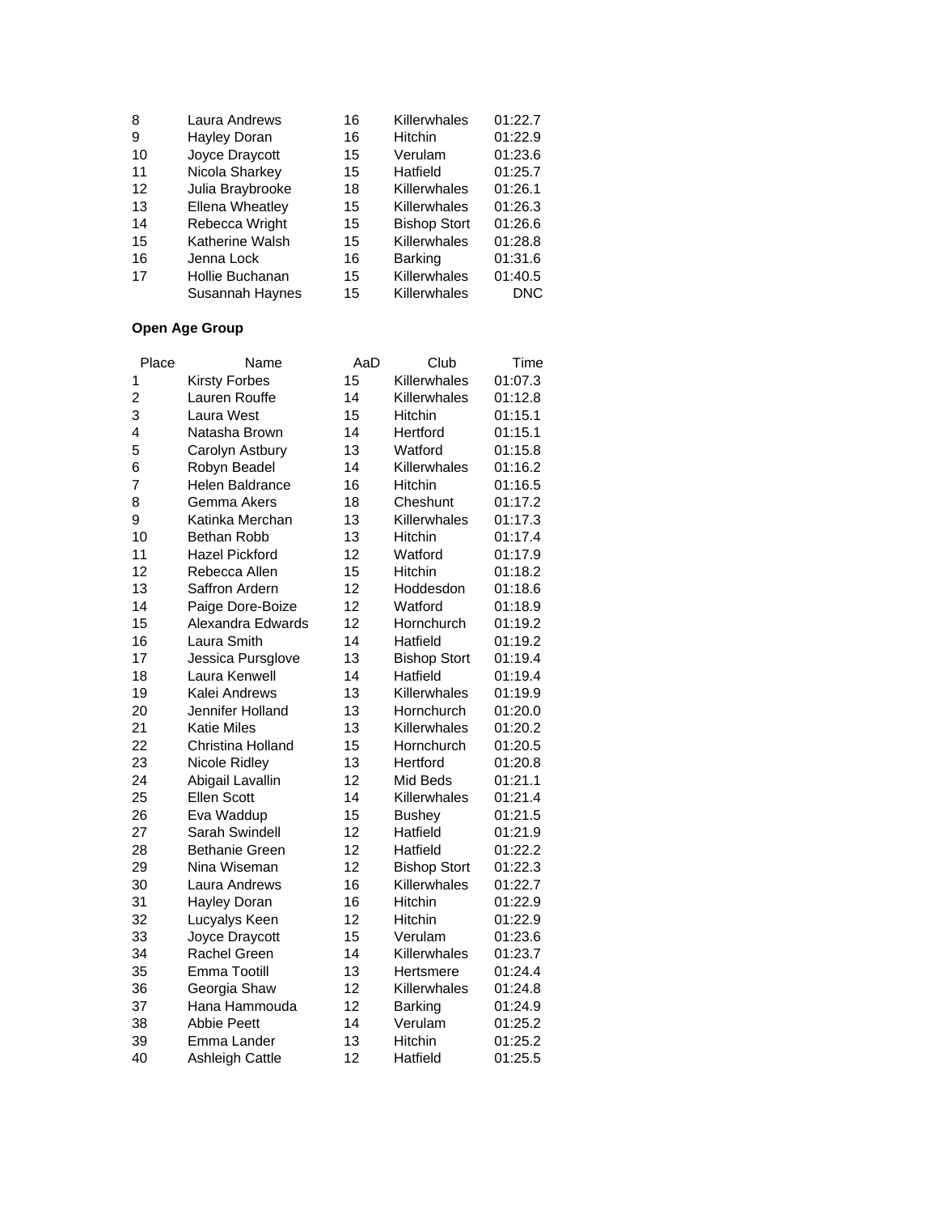| | | | | |
|---|---|---|---|---|
| 8 | Laura Andrews | 16 | Killerwhales | 01:22.7 |
| 9 | Hayley Doran | 16 | Hitchin | 01:22.9 |
| 10 | Joyce Draycott | 15 | Verulam | 01:23.6 |
| 11 | Nicola Sharkey | 15 | Hatfield | 01:25.7 |
| 12 | Julia Braybrooke | 18 | Killerwhales | 01:26.1 |
| 13 | Ellena Wheatley | 15 | Killerwhales | 01:26.3 |
| 14 | Rebecca Wright | 15 | Bishop Stort | 01:26.6 |
| 15 | Katherine Walsh | 15 | Killerwhales | 01:28.8 |
| 16 | Jenna Lock | 16 | Barking | 01:31.6 |
| 17 | Hollie Buchanan | 15 | Killerwhales | 01:40.5 |
| | Susannah Haynes | 15 | Killerwhales | DNC |

**Open Age Group**

| Place | Name | AaD | Club | Time |
|---|---|---|---|---|
| 1 | Kirsty Forbes | 15 | Killerwhales | 01:07.3 |
| 2 | Lauren Rouffe | 14 | Killerwhales | 01:12.8 |
| 3 | Laura West | 15 | Hitchin | 01:15.1 |
| 4 | Natasha Brown | 14 | Hertford | 01:15.1 |
| 5 | Carolyn Astbury | 13 | Watford | 01:15.8 |
| 6 | Robyn Beadel | 14 | Killerwhales | 01:16.2 |
| 7 | Helen Baldrance | 16 | Hitchin | 01:16.5 |
| 8 | Gemma Akers | 18 | Cheshunt | 01:17.2 |
| 9 | Katinka Merchan | 13 | Killerwhales | 01:17.3 |
| 10 | Bethan Robb | 13 | Hitchin | 01:17.4 |
| 11 | Hazel Pickford | 12 | Watford | 01:17.9 |
| 12 | Rebecca Allen | 15 | Hitchin | 01:18.2 |
| 13 | Saffron Ardern | 12 | Hoddesdon | 01:18.6 |
| 14 | Paige Dore-Boize | 12 | Watford | 01:18.9 |
| 15 | Alexandra Edwards | 12 | Hornchurch | 01:19.2 |
| 16 | Laura Smith | 14 | Hatfield | 01:19.2 |
| 17 | Jessica Pursglove | 13 | Bishop Stort | 01:19.4 |
| 18 | Laura Kenwell | 14 | Hatfield | 01:19.4 |
| 19 | Kalei Andrews | 13 | Killerwhales | 01:19.9 |
| 20 | Jennifer Holland | 13 | Hornchurch | 01:20.0 |
| 21 | Katie Miles | 13 | Killerwhales | 01:20.2 |
| 22 | Christina Holland | 15 | Hornchurch | 01:20.5 |
| 23 | Nicole Ridley | 13 | Hertford | 01:20.8 |
| 24 | Abigail Lavallin | 12 | Mid Beds | 01:21.1 |
| 25 | Ellen Scott | 14 | Killerwhales | 01:21.4 |
| 26 | Eva Waddup | 15 | Bushey | 01:21.5 |
| 27 | Sarah Swindell | 12 | Hatfield | 01:21.9 |
| 28 | Bethanie Green | 12 | Hatfield | 01:22.2 |
| 29 | Nina Wiseman | 12 | Bishop Stort | 01:22.3 |
| 30 | Laura Andrews | 16 | Killerwhales | 01:22.7 |
| 31 | Hayley Doran | 16 | Hitchin | 01:22.9 |
| 32 | Lucyalys Keen | 12 | Hitchin | 01:22.9 |
| 33 | Joyce Draycott | 15 | Verulam | 01:23.6 |
| 34 | Rachel Green | 14 | Killerwhales | 01:23.7 |
| 35 | Emma Tootill | 13 | Hertsmere | 01:24.4 |
| 36 | Georgia Shaw | 12 | Killerwhales | 01:24.8 |
| 37 | Hana Hammouda | 12 | Barking | 01:24.9 |
| 38 | Abbie Peett | 14 | Verulam | 01:25.2 |
| 39 | Emma Lander | 13 | Hitchin | 01:25.2 |
| 40 | Ashleigh Cattle | 12 | Hatfield | 01:25.5 |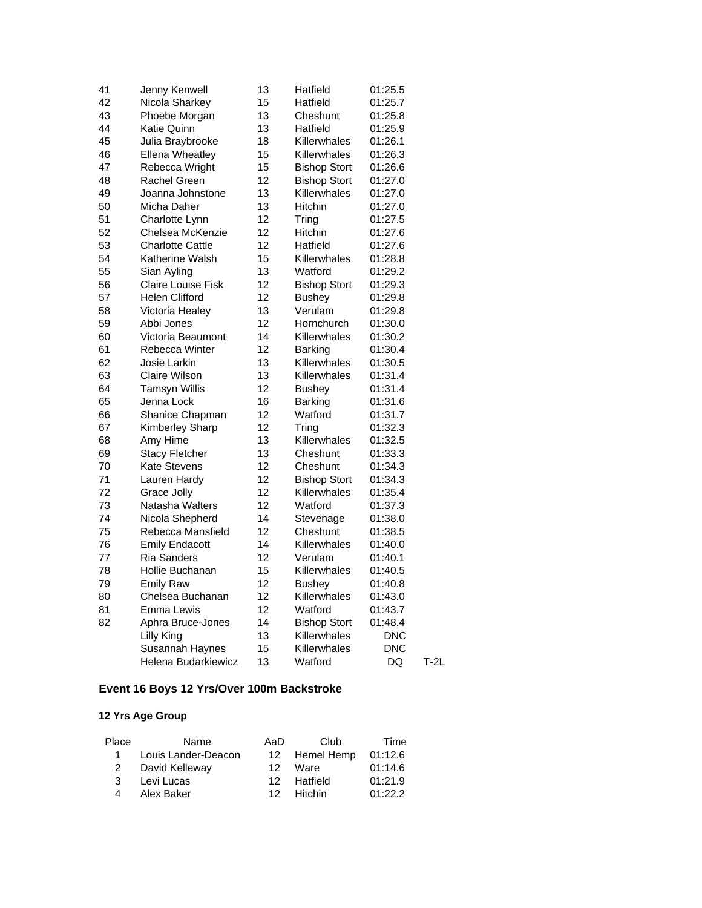| | | | | | |
|---|---|---|---|---|---|
| 41 | Jenny Kenwell | 13 | Hatfield | 01:25.5 | |
| 42 | Nicola Sharkey | 15 | Hatfield | 01:25.7 | |
| 43 | Phoebe Morgan | 13 | Cheshunt | 01:25.8 | |
| 44 | Katie Quinn | 13 | Hatfield | 01:25.9 | |
| 45 | Julia Braybrooke | 18 | Killerwhales | 01:26.1 | |
| 46 | Ellena Wheatley | 15 | Killerwhales | 01:26.3 | |
| 47 | Rebecca Wright | 15 | Bishop Stort | 01:26.6 | |
| 48 | Rachel Green | 12 | Bishop Stort | 01:27.0 | |
| 49 | Joanna Johnstone | 13 | Killerwhales | 01:27.0 | |
| 50 | Micha Daher | 13 | Hitchin | 01:27.0 | |
| 51 | Charlotte Lynn | 12 | Tring | 01:27.5 | |
| 52 | Chelsea McKenzie | 12 | Hitchin | 01:27.6 | |
| 53 | Charlotte Cattle | 12 | Hatfield | 01:27.6 | |
| 54 | Katherine Walsh | 15 | Killerwhales | 01:28.8 | |
| 55 | Sian Ayling | 13 | Watford | 01:29.2 | |
| 56 | Claire Louise Fisk | 12 | Bishop Stort | 01:29.3 | |
| 57 | Helen Clifford | 12 | Bushey | 01:29.8 | |
| 58 | Victoria Healey | 13 | Verulam | 01:29.8 | |
| 59 | Abbi Jones | 12 | Hornchurch | 01:30.0 | |
| 60 | Victoria Beaumont | 14 | Killerwhales | 01:30.2 | |
| 61 | Rebecca Winter | 12 | Barking | 01:30.4 | |
| 62 | Josie Larkin | 13 | Killerwhales | 01:30.5 | |
| 63 | Claire Wilson | 13 | Killerwhales | 01:31.4 | |
| 64 | Tamsyn Willis | 12 | Bushey | 01:31.4 | |
| 65 | Jenna Lock | 16 | Barking | 01:31.6 | |
| 66 | Shanice Chapman | 12 | Watford | 01:31.7 | |
| 67 | Kimberley Sharp | 12 | Tring | 01:32.3 | |
| 68 | Amy Hime | 13 | Killerwhales | 01:32.5 | |
| 69 | Stacy Fletcher | 13 | Cheshunt | 01:33.3 | |
| 70 | Kate Stevens | 12 | Cheshunt | 01:34.3 | |
| 71 | Lauren Hardy | 12 | Bishop Stort | 01:34.3 | |
| 72 | Grace Jolly | 12 | Killerwhales | 01:35.4 | |
| 73 | Natasha Walters | 12 | Watford | 01:37.3 | |
| 74 | Nicola Shepherd | 14 | Stevenage | 01:38.0 | |
| 75 | Rebecca Mansfield | 12 | Cheshunt | 01:38.5 | |
| 76 | Emily Endacott | 14 | Killerwhales | 01:40.0 | |
| 77 | Ria Sanders | 12 | Verulam | 01:40.1 | |
| 78 | Hollie Buchanan | 15 | Killerwhales | 01:40.5 | |
| 79 | Emily Raw | 12 | Bushey | 01:40.8 | |
| 80 | Chelsea Buchanan | 12 | Killerwhales | 01:43.0 | |
| 81 | Emma Lewis | 12 | Watford | 01:43.7 | |
| 82 | Aphra Bruce-Jones | 14 | Bishop Stort | 01:48.4 | |
| | Lilly King | 13 | Killerwhales | DNC | |
| | Susannah Haynes | 15 | Killerwhales | DNC | |
| | Helena Budarkiewicz | 13 | Watford | DQ | T-2L |

### Event 16 Boys 12 Yrs/Over 100m Backstroke

#### 12 Yrs Age Group

| Place | Name | AaD | Club | Time |
|---|---|---|---|---|
| 1 | Louis Lander-Deacon | 12 | Hemel Hemp | 01:12.6 |
| 2 | David Kelleway | 12 | Ware | 01:14.6 |
| 3 | Levi Lucas | 12 | Hatfield | 01:21.9 |
| 4 | Alex Baker | 12 | Hitchin | 01:22.2 |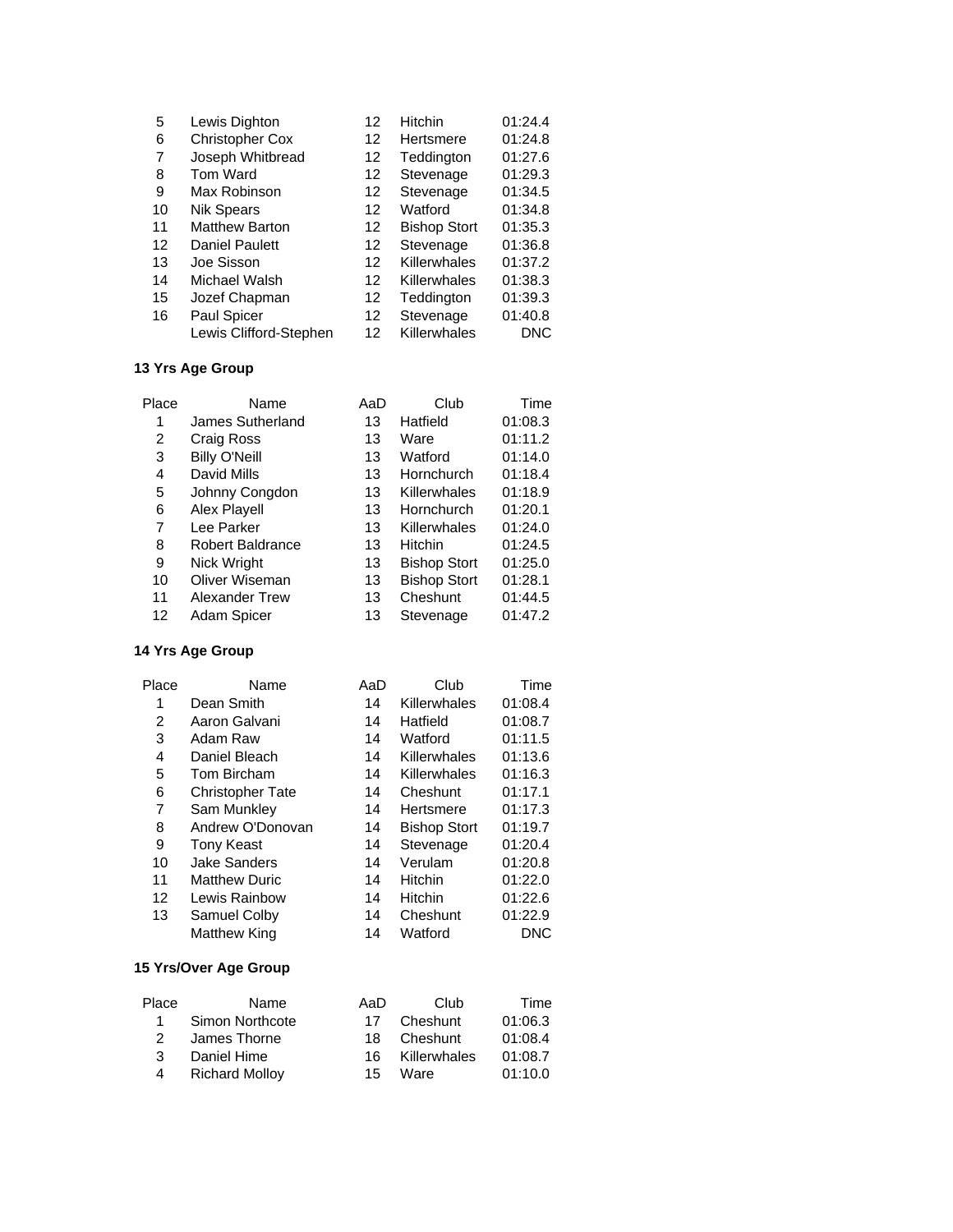| Place | Name | AaD | Club | Time |
|---|---|---|---|---|
| 5 | Lewis Dighton | 12 | Hitchin | 01:24.4 |
| 6 | Christopher Cox | 12 | Hertsmere | 01:24.8 |
| 7 | Joseph Whitbread | 12 | Teddington | 01:27.6 |
| 8 | Tom Ward | 12 | Stevenage | 01:29.3 |
| 9 | Max Robinson | 12 | Stevenage | 01:34.5 |
| 10 | Nik Spears | 12 | Watford | 01:34.8 |
| 11 | Matthew Barton | 12 | Bishop Stort | 01:35.3 |
| 12 | Daniel Paulett | 12 | Stevenage | 01:36.8 |
| 13 | Joe Sisson | 12 | Killerwhales | 01:37.2 |
| 14 | Michael Walsh | 12 | Killerwhales | 01:38.3 |
| 15 | Jozef Chapman | 12 | Teddington | 01:39.3 |
| 16 | Paul Spicer | 12 | Stevenage | 01:40.8 |
| | Lewis Clifford-Stephen | 12 | Killerwhales | DNC |

**13 Yrs Age Group**

| Place | Name | AaD | Club | Time |
|---|---|---|---|---|
| 1 | James Sutherland | 13 | Hatfield | 01:08.3 |
| 2 | Craig Ross | 13 | Ware | 01:11.2 |
| 3 | Billy O'Neill | 13 | Watford | 01:14.0 |
| 4 | David Mills | 13 | Hornchurch | 01:18.4 |
| 5 | Johnny Congdon | 13 | Killerwhales | 01:18.9 |
| 6 | Alex Playell | 13 | Hornchurch | 01:20.1 |
| 7 | Lee Parker | 13 | Killerwhales | 01:24.0 |
| 8 | Robert Baldrance | 13 | Hitchin | 01:24.5 |
| 9 | Nick Wright | 13 | Bishop Stort | 01:25.0 |
| 10 | Oliver Wiseman | 13 | Bishop Stort | 01:28.1 |
| 11 | Alexander Trew | 13 | Cheshunt | 01:44.5 |
| 12 | Adam Spicer | 13 | Stevenage | 01:47.2 |

**14 Yrs Age Group**

| Place | Name | AaD | Club | Time |
|---|---|---|---|---|
| 1 | Dean Smith | 14 | Killerwhales | 01:08.4 |
| 2 | Aaron Galvani | 14 | Hatfield | 01:08.7 |
| 3 | Adam Raw | 14 | Watford | 01:11.5 |
| 4 | Daniel Bleach | 14 | Killerwhales | 01:13.6 |
| 5 | Tom Bircham | 14 | Killerwhales | 01:16.3 |
| 6 | Christopher Tate | 14 | Cheshunt | 01:17.1 |
| 7 | Sam Munkley | 14 | Hertsmere | 01:17.3 |
| 8 | Andrew O'Donovan | 14 | Bishop Stort | 01:19.7 |
| 9 | Tony Keast | 14 | Stevenage | 01:20.4 |
| 10 | Jake Sanders | 14 | Verulam | 01:20.8 |
| 11 | Matthew Duric | 14 | Hitchin | 01:22.0 |
| 12 | Lewis Rainbow | 14 | Hitchin | 01:22.6 |
| 13 | Samuel Colby | 14 | Cheshunt | 01:22.9 |
| | Matthew King | 14 | Watford | DNC |

**15 Yrs/Over Age Group**

| Place | Name | AaD | Club | Time |
|---|---|---|---|---|
| 1 | Simon Northcote | 17 | Cheshunt | 01:06.3 |
| 2 | James Thorne | 18 | Cheshunt | 01:08.4 |
| 3 | Daniel Hime | 16 | Killerwhales | 01:08.7 |
| 4 | Richard Molloy | 15 | Ware | 01:10.0 |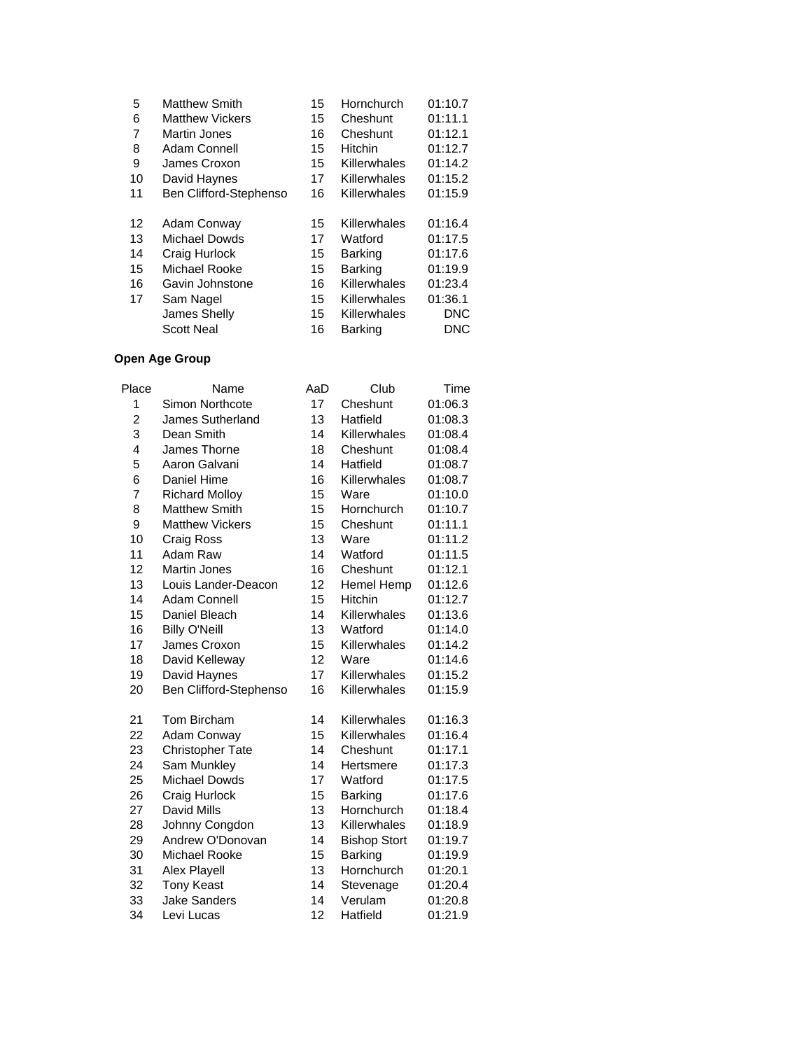| | | | | |
|---|---|---|---|---|
| 5 | Matthew Smith | 15 | Hornchurch | 01:10.7 |
| 6 | Matthew Vickers | 15 | Cheshunt | 01:11.1 |
| 7 | Martin Jones | 16 | Cheshunt | 01:12.1 |
| 8 | Adam Connell | 15 | Hitchin | 01:12.7 |
| 9 | James Croxon | 15 | Killerwhales | 01:14.2 |
| 10 | David Haynes | 17 | Killerwhales | 01:15.2 |
| 11 | Ben Clifford-Stephenso | 16 | Killerwhales | 01:15.9 |
| 12 | Adam Conway | 15 | Killerwhales | 01:16.4 |
| 13 | Michael Dowds | 17 | Watford | 01:17.5 |
| 14 | Craig Hurlock | 15 | Barking | 01:17.6 |
| 15 | Michael Rooke | 15 | Barking | 01:19.9 |
| 16 | Gavin Johnstone | 16 | Killerwhales | 01:23.4 |
| 17 | Sam Nagel | 15 | Killerwhales | 01:36.1 |
| | James Shelly | 15 | Killerwhales | DNC |
| | Scott Neal | 16 | Barking | DNC |

**Open Age Group**

| Place | Name | AaD | Club | Time |
|---|---|---|---|---|
| 1 | Simon Northcote | 17 | Cheshunt | 01:06.3 |
| 2 | James Sutherland | 13 | Hatfield | 01:08.3 |
| 3 | Dean Smith | 14 | Killerwhales | 01:08.4 |
| 4 | James Thorne | 18 | Cheshunt | 01:08.4 |
| 5 | Aaron Galvani | 14 | Hatfield | 01:08.7 |
| 6 | Daniel Hime | 16 | Killerwhales | 01:08.7 |
| 7 | Richard Molloy | 15 | Ware | 01:10.0 |
| 8 | Matthew Smith | 15 | Hornchurch | 01:10.7 |
| 9 | Matthew Vickers | 15 | Cheshunt | 01:11.1 |
| 10 | Craig Ross | 13 | Ware | 01:11.2 |
| 11 | Adam Raw | 14 | Watford | 01:11.5 |
| 12 | Martin Jones | 16 | Cheshunt | 01:12.1 |
| 13 | Louis Lander-Deacon | 12 | Hemel Hemp | 01:12.6 |
| 14 | Adam Connell | 15 | Hitchin | 01:12.7 |
| 15 | Daniel Bleach | 14 | Killerwhales | 01:13.6 |
| 16 | Billy O'Neill | 13 | Watford | 01:14.0 |
| 17 | James Croxon | 15 | Killerwhales | 01:14.2 |
| 18 | David Kelleway | 12 | Ware | 01:14.6 |
| 19 | David Haynes | 17 | Killerwhales | 01:15.2 |
| 20 | Ben Clifford-Stephenso | 16 | Killerwhales | 01:15.9 |
| 21 | Tom Bircham | 14 | Killerwhales | 01:16.3 |
| 22 | Adam Conway | 15 | Killerwhales | 01:16.4 |
| 23 | Christopher Tate | 14 | Cheshunt | 01:17.1 |
| 24 | Sam Munkley | 14 | Hertsmere | 01:17.3 |
| 25 | Michael Dowds | 17 | Watford | 01:17.5 |
| 26 | Craig Hurlock | 15 | Barking | 01:17.6 |
| 27 | David Mills | 13 | Hornchurch | 01:18.4 |
| 28 | Johnny Congdon | 13 | Killerwhales | 01:18.9 |
| 29 | Andrew O'Donovan | 14 | Bishop Stort | 01:19.7 |
| 30 | Michael Rooke | 15 | Barking | 01:19.9 |
| 31 | Alex Playell | 13 | Hornchurch | 01:20.1 |
| 32 | Tony Keast | 14 | Stevenage | 01:20.4 |
| 33 | Jake Sanders | 14 | Verulam | 01:20.8 |
| 34 | Levi Lucas | 12 | Hatfield | 01:21.9 |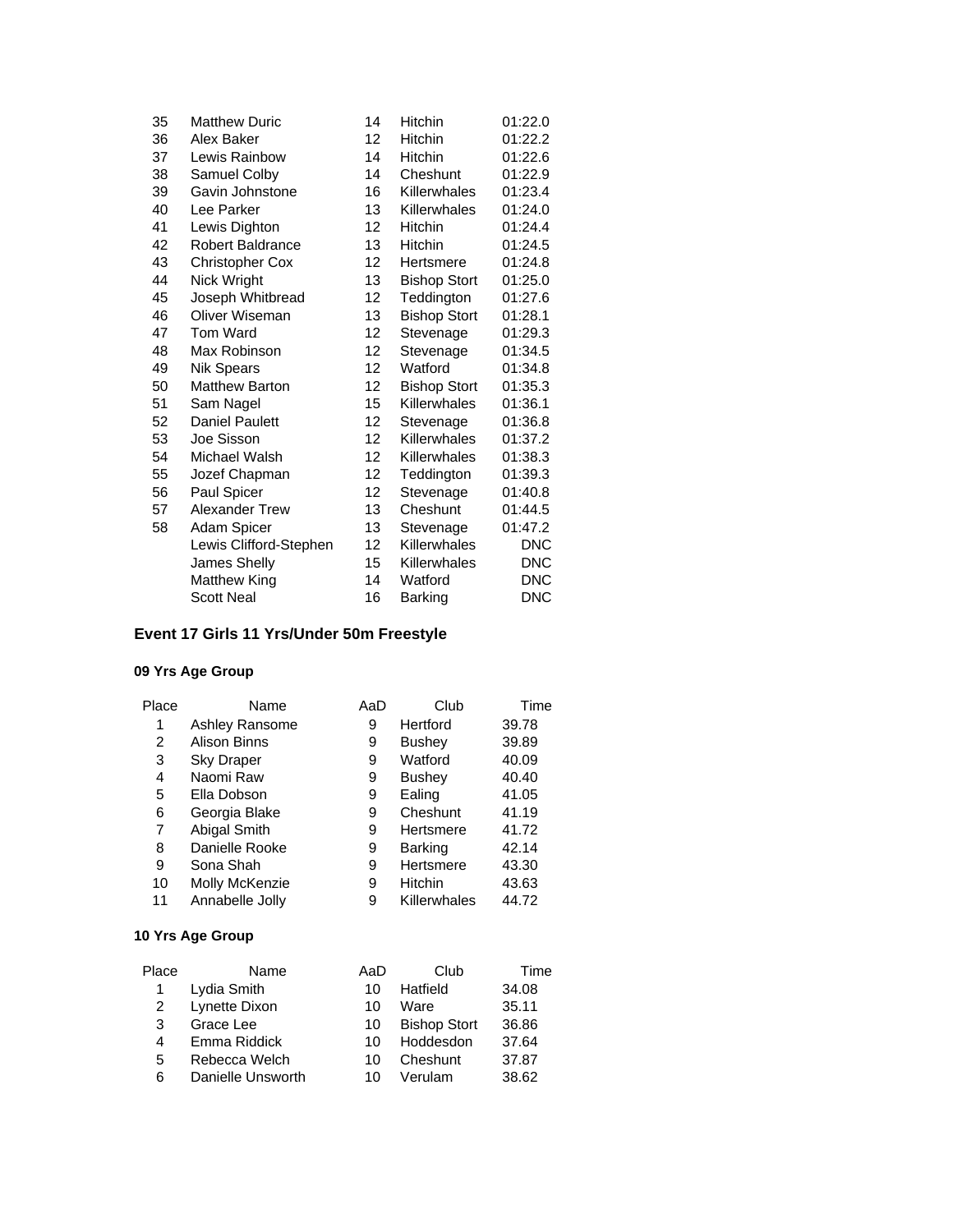| | | | | |
|---|---|---|---|---|
| 35 | Matthew Duric | 14 | Hitchin | 01:22.0 |
| 36 | Alex Baker | 12 | Hitchin | 01:22.2 |
| 37 | Lewis Rainbow | 14 | Hitchin | 01:22.6 |
| 38 | Samuel Colby | 14 | Cheshunt | 01:22.9 |
| 39 | Gavin Johnstone | 16 | Killerwhales | 01:23.4 |
| 40 | Lee Parker | 13 | Killerwhales | 01:24.0 |
| 41 | Lewis Dighton | 12 | Hitchin | 01:24.4 |
| 42 | Robert Baldrance | 13 | Hitchin | 01:24.5 |
| 43 | Christopher Cox | 12 | Hertsmere | 01:24.8 |
| 44 | Nick Wright | 13 | Bishop Stort | 01:25.0 |
| 45 | Joseph Whitbread | 12 | Teddington | 01:27.6 |
| 46 | Oliver Wiseman | 13 | Bishop Stort | 01:28.1 |
| 47 | Tom Ward | 12 | Stevenage | 01:29.3 |
| 48 | Max Robinson | 12 | Stevenage | 01:34.5 |
| 49 | Nik Spears | 12 | Watford | 01:34.8 |
| 50 | Matthew Barton | 12 | Bishop Stort | 01:35.3 |
| 51 | Sam Nagel | 15 | Killerwhales | 01:36.1 |
| 52 | Daniel Paulett | 12 | Stevenage | 01:36.8 |
| 53 | Joe Sisson | 12 | Killerwhales | 01:37.2 |
| 54 | Michael Walsh | 12 | Killerwhales | 01:38.3 |
| 55 | Jozef Chapman | 12 | Teddington | 01:39.3 |
| 56 | Paul Spicer | 12 | Stevenage | 01:40.8 |
| 57 | Alexander Trew | 13 | Cheshunt | 01:44.5 |
| 58 | Adam Spicer | 13 | Stevenage | 01:47.2 |
| | Lewis Clifford-Stephen | 12 | Killerwhales | DNC |
| | James Shelly | 15 | Killerwhales | DNC |
| | Matthew King | 14 | Watford | DNC |
| | Scott Neal | 16 | Barking | DNC |

### Event 17 Girls 11 Yrs/Under 50m Freestyle

#### 09 Yrs Age Group

| Place | Name | AaD | Club | Time |
|---|---|---|---|---|
| 1 | Ashley Ransome | 9 | Hertford | 39.78 |
| 2 | Alison Binns | 9 | Bushey | 39.89 |
| 3 | Sky Draper | 9 | Watford | 40.09 |
| 4 | Naomi Raw | 9 | Bushey | 40.40 |
| 5 | Ella Dobson | 9 | Ealing | 41.05 |
| 6 | Georgia Blake | 9 | Cheshunt | 41.19 |
| 7 | Abigal Smith | 9 | Hertsmere | 41.72 |
| 8 | Danielle Rooke | 9 | Barking | 42.14 |
| 9 | Sona Shah | 9 | Hertsmere | 43.30 |
| 10 | Molly McKenzie | 9 | Hitchin | 43.63 |
| 11 | Annabelle Jolly | 9 | Killerwhales | 44.72 |

#### 10 Yrs Age Group

| Place | Name | AaD | Club | Time |
|---|---|---|---|---|
| 1 | Lydia Smith | 10 | Hatfield | 34.08 |
| 2 | Lynette Dixon | 10 | Ware | 35.11 |
| 3 | Grace Lee | 10 | Bishop Stort | 36.86 |
| 4 | Emma Riddick | 10 | Hoddesdon | 37.64 |
| 5 | Rebecca Welch | 10 | Cheshunt | 37.87 |
| 6 | Danielle Unsworth | 10 | Verulam | 38.62 |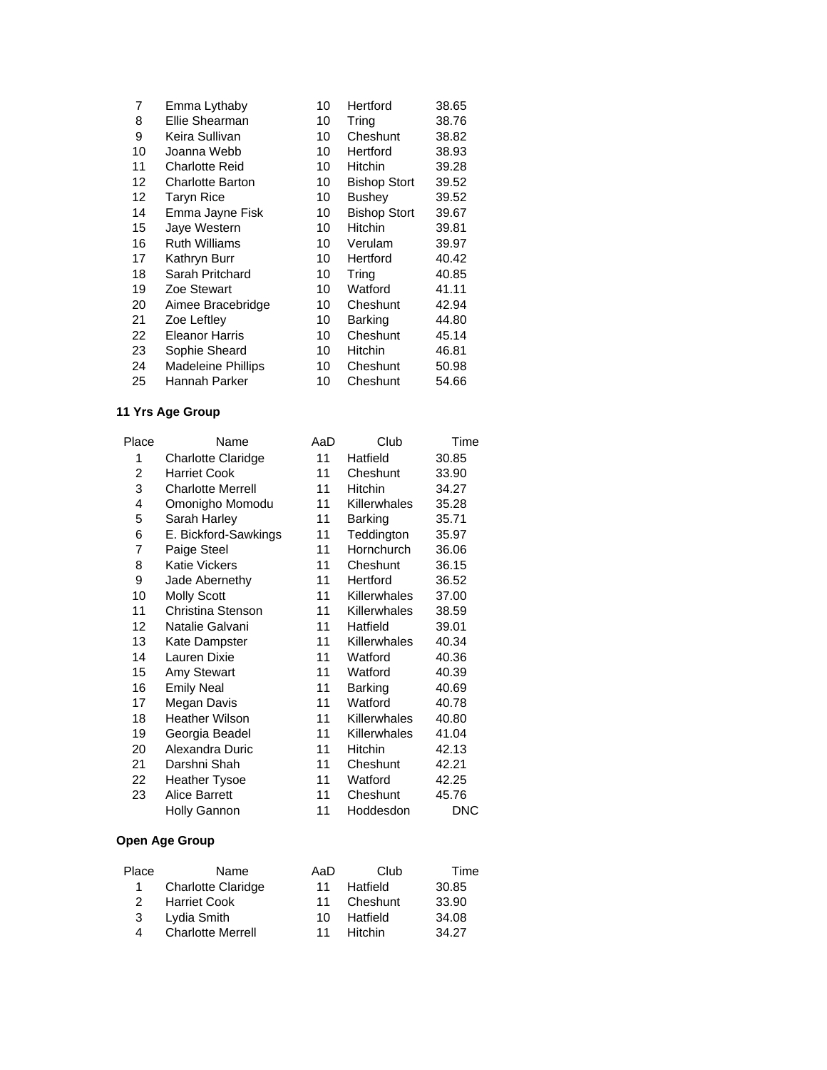| Place | Name | AaD | Club | Time |
|---|---|---|---|---|
| 7 | Emma Lythaby | 10 | Hertford | 38.65 |
| 8 | Ellie Shearman | 10 | Tring | 38.76 |
| 9 | Keira Sullivan | 10 | Cheshunt | 38.82 |
| 10 | Joanna Webb | 10 | Hertford | 38.93 |
| 11 | Charlotte Reid | 10 | Hitchin | 39.28 |
| 12 | Charlotte Barton | 10 | Bishop Stort | 39.52 |
| 12 | Taryn Rice | 10 | Bushey | 39.52 |
| 14 | Emma Jayne Fisk | 10 | Bishop Stort | 39.67 |
| 15 | Jaye Western | 10 | Hitchin | 39.81 |
| 16 | Ruth Williams | 10 | Verulam | 39.97 |
| 17 | Kathryn Burr | 10 | Hertford | 40.42 |
| 18 | Sarah Pritchard | 10 | Tring | 40.85 |
| 19 | Zoe Stewart | 10 | Watford | 41.11 |
| 20 | Aimee Bracebridge | 10 | Cheshunt | 42.94 |
| 21 | Zoe Leftley | 10 | Barking | 44.80 |
| 22 | Eleanor Harris | 10 | Cheshunt | 45.14 |
| 23 | Sophie Sheard | 10 | Hitchin | 46.81 |
| 24 | Madeleine Phillips | 10 | Cheshunt | 50.98 |
| 25 | Hannah Parker | 10 | Cheshunt | 54.66 |

**11 Yrs Age Group**

| Place | Name | AaD | Club | Time |
|---|---|---|---|---|
| 1 | Charlotte Claridge | 11 | Hatfield | 30.85 |
| 2 | Harriet Cook | 11 | Cheshunt | 33.90 |
| 3 | Charlotte Merrell | 11 | Hitchin | 34.27 |
| 4 | Omonigho Momodu | 11 | Killerwhales | 35.28 |
| 5 | Sarah Harley | 11 | Barking | 35.71 |
| 6 | E. Bickford-Sawkings | 11 | Teddington | 35.97 |
| 7 | Paige Steel | 11 | Hornchurch | 36.06 |
| 8 | Katie Vickers | 11 | Cheshunt | 36.15 |
| 9 | Jade Abernethy | 11 | Hertford | 36.52 |
| 10 | Molly Scott | 11 | Killerwhales | 37.00 |
| 11 | Christina Stenson | 11 | Killerwhales | 38.59 |
| 12 | Natalie Galvani | 11 | Hatfield | 39.01 |
| 13 | Kate Dampster | 11 | Killerwhales | 40.34 |
| 14 | Lauren Dixie | 11 | Watford | 40.36 |
| 15 | Amy Stewart | 11 | Watford | 40.39 |
| 16 | Emily Neal | 11 | Barking | 40.69 |
| 17 | Megan Davis | 11 | Watford | 40.78 |
| 18 | Heather Wilson | 11 | Killerwhales | 40.80 |
| 19 | Georgia Beadel | 11 | Killerwhales | 41.04 |
| 20 | Alexandra Duric | 11 | Hitchin | 42.13 |
| 21 | Darshni Shah | 11 | Cheshunt | 42.21 |
| 22 | Heather Tysoe | 11 | Watford | 42.25 |
| 23 | Alice Barrett | 11 | Cheshunt | 45.76 |
| | Holly Gannon | 11 | Hoddesdon | DNC |

**Open Age Group**

| Place | Name | AaD | Club | Time |
|---|---|---|---|---|
| 1 | Charlotte Claridge | 11 | Hatfield | 30.85 |
| 2 | Harriet Cook | 11 | Cheshunt | 33.90 |
| 3 | Lydia Smith | 10 | Hatfield | 34.08 |
| 4 | Charlotte Merrell | 11 | Hitchin | 34.27 |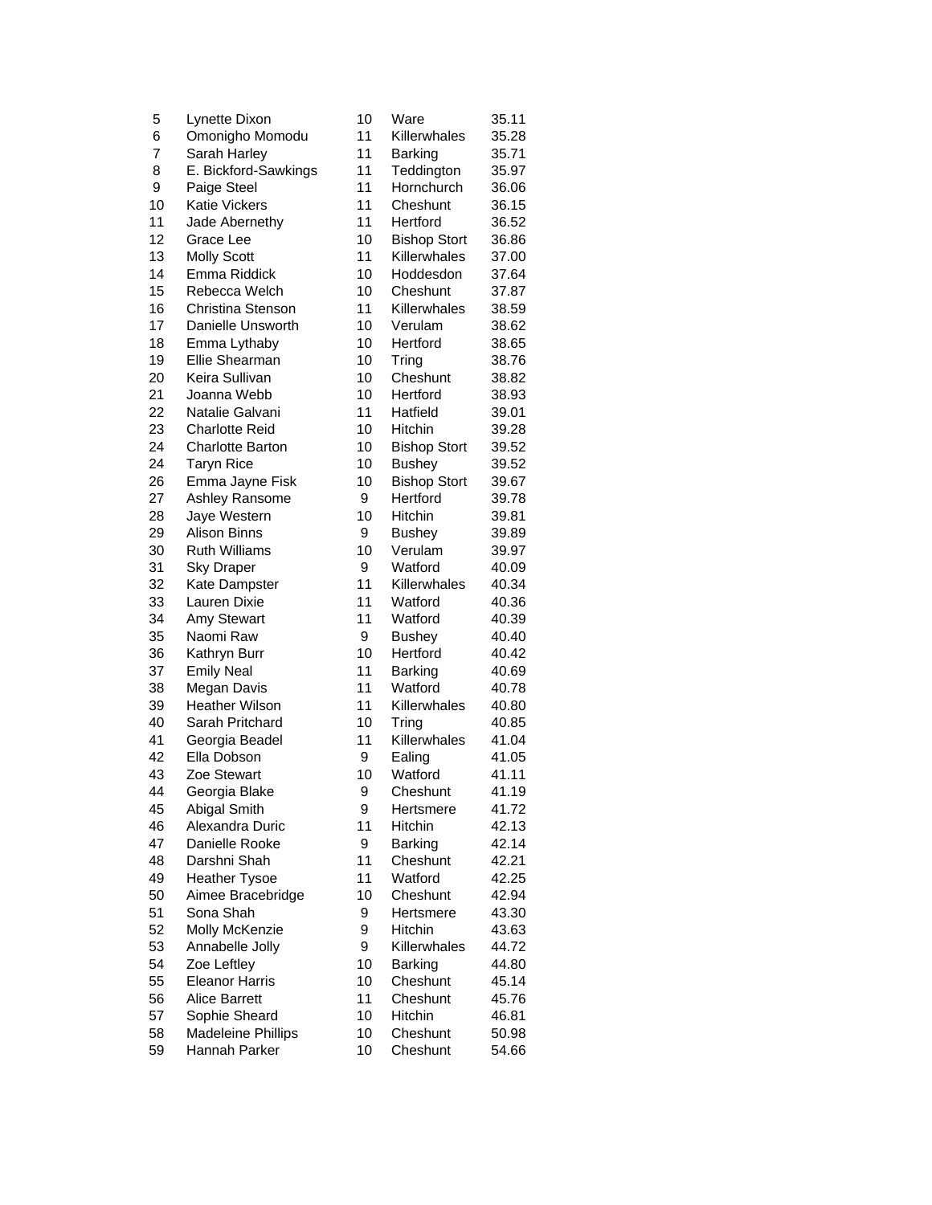| | | | | |
|---|---|---|---|---|
| 5 | Lynette Dixon | 10 | Ware | 35.11 |
| 6 | Omonigho Momodu | 11 | Killerwhales | 35.28 |
| 7 | Sarah Harley | 11 | Barking | 35.71 |
| 8 | E. Bickford-Sawkings | 11 | Teddington | 35.97 |
| 9 | Paige Steel | 11 | Hornchurch | 36.06 |
| 10 | Katie Vickers | 11 | Cheshunt | 36.15 |
| 11 | Jade Abernethy | 11 | Hertford | 36.52 |
| 12 | Grace Lee | 10 | Bishop Stort | 36.86 |
| 13 | Molly Scott | 11 | Killerwhales | 37.00 |
| 14 | Emma Riddick | 10 | Hoddesdon | 37.64 |
| 15 | Rebecca Welch | 10 | Cheshunt | 37.87 |
| 16 | Christina Stenson | 11 | Killerwhales | 38.59 |
| 17 | Danielle Unsworth | 10 | Verulam | 38.62 |
| 18 | Emma Lythaby | 10 | Hertford | 38.65 |
| 19 | Ellie Shearman | 10 | Tring | 38.76 |
| 20 | Keira Sullivan | 10 | Cheshunt | 38.82 |
| 21 | Joanna Webb | 10 | Hertford | 38.93 |
| 22 | Natalie Galvani | 11 | Hatfield | 39.01 |
| 23 | Charlotte Reid | 10 | Hitchin | 39.28 |
| 24 | Charlotte Barton | 10 | Bishop Stort | 39.52 |
| 24 | Taryn Rice | 10 | Bushey | 39.52 |
| 26 | Emma Jayne Fisk | 10 | Bishop Stort | 39.67 |
| 27 | Ashley Ransome | 9 | Hertford | 39.78 |
| 28 | Jaye Western | 10 | Hitchin | 39.81 |
| 29 | Alison Binns | 9 | Bushey | 39.89 |
| 30 | Ruth Williams | 10 | Verulam | 39.97 |
| 31 | Sky Draper | 9 | Watford | 40.09 |
| 32 | Kate Dampster | 11 | Killerwhales | 40.34 |
| 33 | Lauren Dixie | 11 | Watford | 40.36 |
| 34 | Amy Stewart | 11 | Watford | 40.39 |
| 35 | Naomi Raw | 9 | Bushey | 40.40 |
| 36 | Kathryn Burr | 10 | Hertford | 40.42 |
| 37 | Emily Neal | 11 | Barking | 40.69 |
| 38 | Megan Davis | 11 | Watford | 40.78 |
| 39 | Heather Wilson | 11 | Killerwhales | 40.80 |
| 40 | Sarah Pritchard | 10 | Tring | 40.85 |
| 41 | Georgia Beadel | 11 | Killerwhales | 41.04 |
| 42 | Ella Dobson | 9 | Ealing | 41.05 |
| 43 | Zoe Stewart | 10 | Watford | 41.11 |
| 44 | Georgia Blake | 9 | Cheshunt | 41.19 |
| 45 | Abigal Smith | 9 | Hertsmere | 41.72 |
| 46 | Alexandra Duric | 11 | Hitchin | 42.13 |
| 47 | Danielle Rooke | 9 | Barking | 42.14 |
| 48 | Darshni Shah | 11 | Cheshunt | 42.21 |
| 49 | Heather Tysoe | 11 | Watford | 42.25 |
| 50 | Aimee Bracebridge | 10 | Cheshunt | 42.94 |
| 51 | Sona Shah | 9 | Hertsmere | 43.30 |
| 52 | Molly McKenzie | 9 | Hitchin | 43.63 |
| 53 | Annabelle Jolly | 9 | Killerwhales | 44.72 |
| 54 | Zoe Leftley | 10 | Barking | 44.80 |
| 55 | Eleanor Harris | 10 | Cheshunt | 45.14 |
| 56 | Alice Barrett | 11 | Cheshunt | 45.76 |
| 57 | Sophie Sheard | 10 | Hitchin | 46.81 |
| 58 | Madeleine Phillips | 10 | Cheshunt | 50.98 |
| 59 | Hannah Parker | 10 | Cheshunt | 54.66 |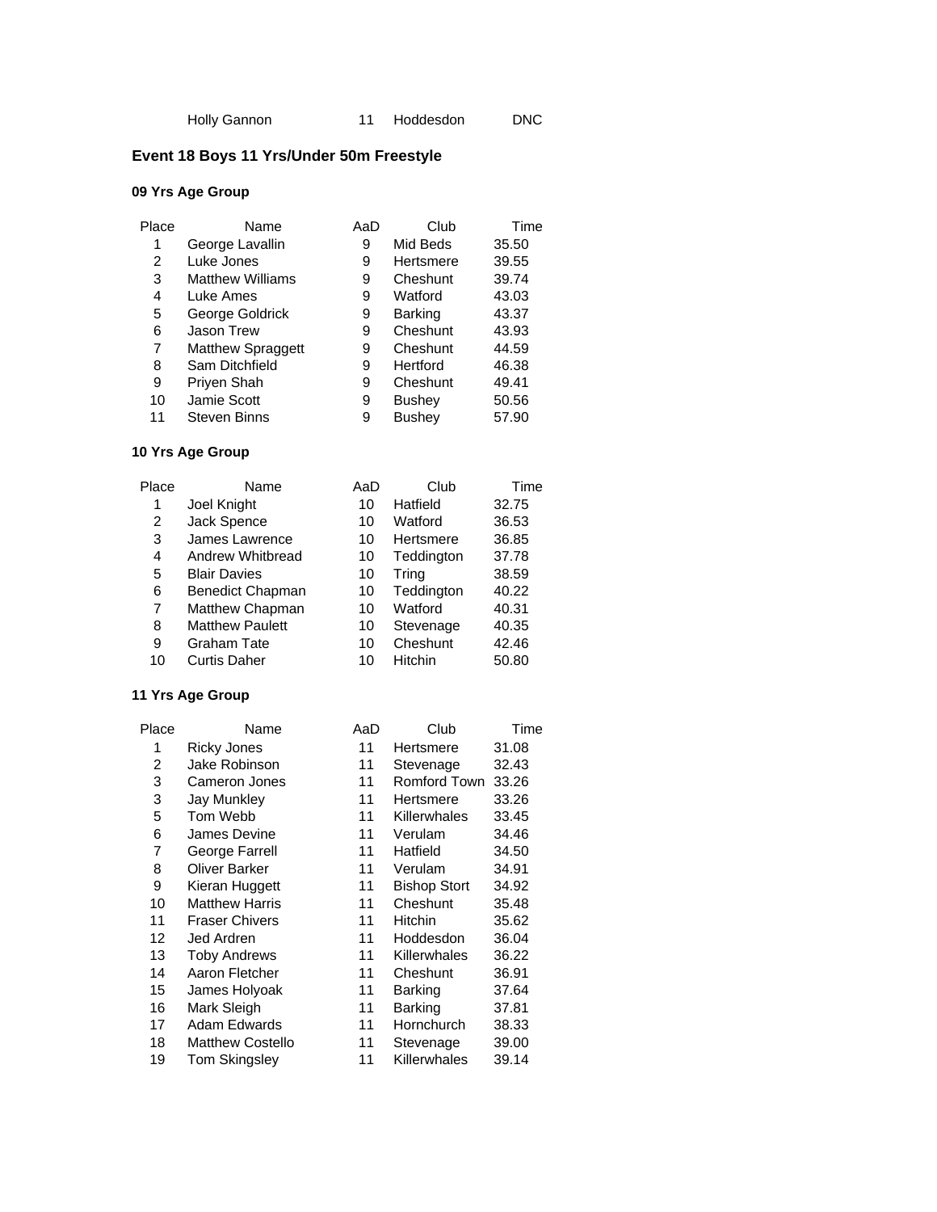| | Name | AaD | Club | Time |
|---|---|---|---|---|
| | Holly Gannon | 11 | Hoddesdon | DNC |

## Event 18 Boys 11 Yrs/Under 50m Freestyle

### 09 Yrs Age Group

| Place | Name | AaD | Club | Time |
|---|---|---|---|---|
| 1 | George Lavallin | 9 | Mid Beds | 35.50 |
| 2 | Luke Jones | 9 | Hertsmere | 39.55 |
| 3 | Matthew Williams | 9 | Cheshunt | 39.74 |
| 4 | Luke Ames | 9 | Watford | 43.03 |
| 5 | George Goldrick | 9 | Barking | 43.37 |
| 6 | Jason Trew | 9 | Cheshunt | 43.93 |
| 7 | Matthew Spraggett | 9 | Cheshunt | 44.59 |
| 8 | Sam Ditchfield | 9 | Hertford | 46.38 |
| 9 | Priyen Shah | 9 | Cheshunt | 49.41 |
| 10 | Jamie Scott | 9 | Bushey | 50.56 |
| 11 | Steven Binns | 9 | Bushey | 57.90 |

### 10 Yrs Age Group

| Place | Name | AaD | Club | Time |
|---|---|---|---|---|
| 1 | Joel Knight | 10 | Hatfield | 32.75 |
| 2 | Jack Spence | 10 | Watford | 36.53 |
| 3 | James Lawrence | 10 | Hertsmere | 36.85 |
| 4 | Andrew Whitbread | 10 | Teddington | 37.78 |
| 5 | Blair Davies | 10 | Tring | 38.59 |
| 6 | Benedict Chapman | 10 | Teddington | 40.22 |
| 7 | Matthew Chapman | 10 | Watford | 40.31 |
| 8 | Matthew Paulett | 10 | Stevenage | 40.35 |
| 9 | Graham Tate | 10 | Cheshunt | 42.46 |
| 10 | Curtis Daher | 10 | Hitchin | 50.80 |

### 11 Yrs Age Group

| Place | Name | AaD | Club | Time |
|---|---|---|---|---|
| 1 | Ricky Jones | 11 | Hertsmere | 31.08 |
| 2 | Jake Robinson | 11 | Stevenage | 32.43 |
| 3 | Cameron Jones | 11 | Romford Town | 33.26 |
| 3 | Jay Munkley | 11 | Hertsmere | 33.26 |
| 5 | Tom Webb | 11 | Killerwhales | 33.45 |
| 6 | James Devine | 11 | Verulam | 34.46 |
| 7 | George Farrell | 11 | Hatfield | 34.50 |
| 8 | Oliver Barker | 11 | Verulam | 34.91 |
| 9 | Kieran Huggett | 11 | Bishop Stort | 34.92 |
| 10 | Matthew Harris | 11 | Cheshunt | 35.48 |
| 11 | Fraser Chivers | 11 | Hitchin | 35.62 |
| 12 | Jed Ardren | 11 | Hoddesdon | 36.04 |
| 13 | Toby Andrews | 11 | Killerwhales | 36.22 |
| 14 | Aaron Fletcher | 11 | Cheshunt | 36.91 |
| 15 | James Holyoak | 11 | Barking | 37.64 |
| 16 | Mark Sleigh | 11 | Barking | 37.81 |
| 17 | Adam Edwards | 11 | Hornchurch | 38.33 |
| 18 | Matthew Costello | 11 | Stevenage | 39.00 |
| 19 | Tom Skingsley | 11 | Killerwhales | 39.14 |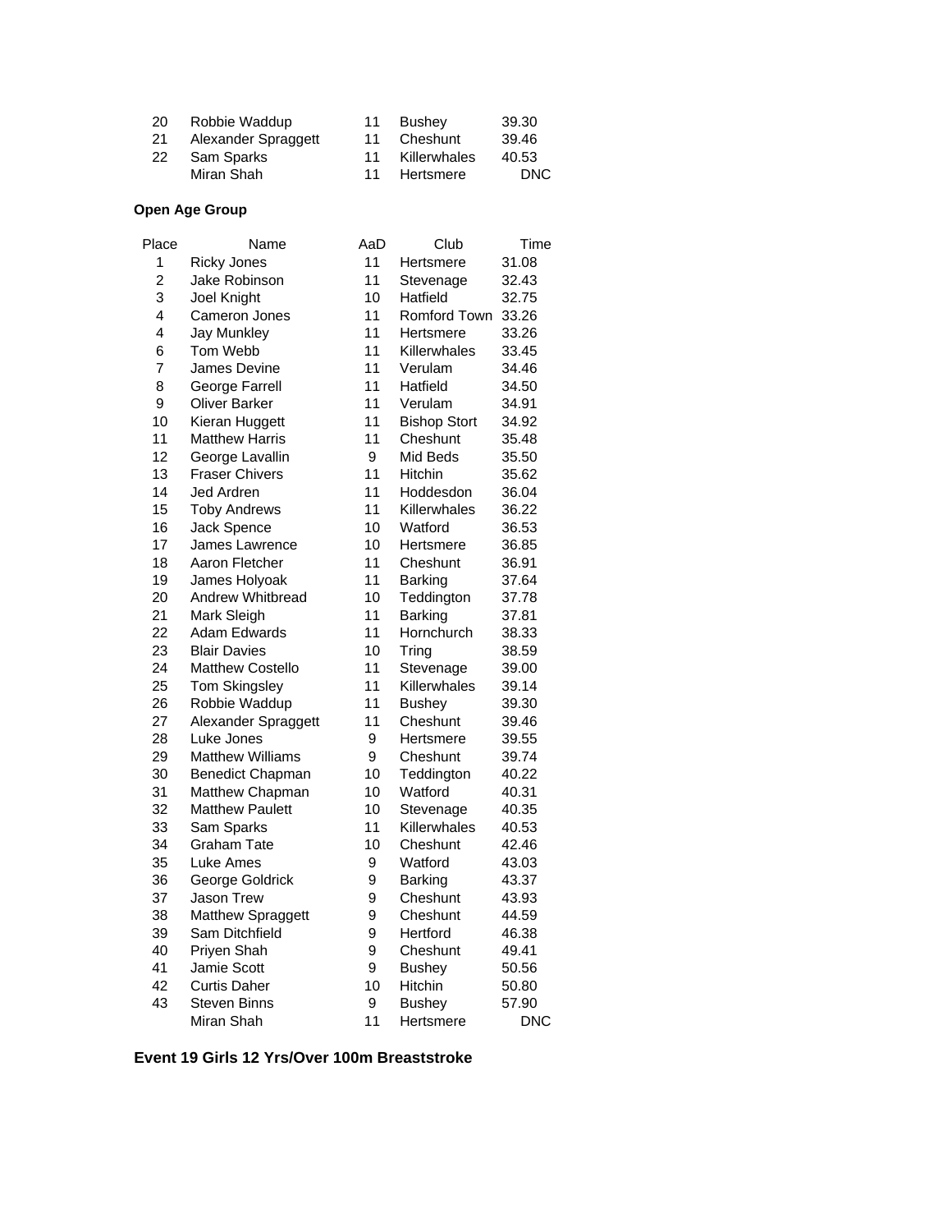| | | | | |
|---|---|---|---|---|
| 20 | Robbie Waddup | 11 | Bushey | 39.30 |
| 21 | Alexander Spraggett | 11 | Cheshunt | 39.46 |
| 22 | Sam Sparks | 11 | Killerwhales | 40.53 |
| | Miran Shah | 11 | Hertsmere | DNC |

**Open Age Group**

| Place | Name | AaD | Club | Time |
|---|---|---|---|---|
| 1 | Ricky Jones | 11 | Hertsmere | 31.08 |
| 2 | Jake Robinson | 11 | Stevenage | 32.43 |
| 3 | Joel Knight | 10 | Hatfield | 32.75 |
| 4 | Cameron Jones | 11 | Romford Town | 33.26 |
| 4 | Jay Munkley | 11 | Hertsmere | 33.26 |
| 6 | Tom Webb | 11 | Killerwhales | 33.45 |
| 7 | James Devine | 11 | Verulam | 34.46 |
| 8 | George Farrell | 11 | Hatfield | 34.50 |
| 9 | Oliver Barker | 11 | Verulam | 34.91 |
| 10 | Kieran Huggett | 11 | Bishop Stort | 34.92 |
| 11 | Matthew Harris | 11 | Cheshunt | 35.48 |
| 12 | George Lavallin | 9 | Mid Beds | 35.50 |
| 13 | Fraser Chivers | 11 | Hitchin | 35.62 |
| 14 | Jed Ardren | 11 | Hoddesdon | 36.04 |
| 15 | Toby Andrews | 11 | Killerwhales | 36.22 |
| 16 | Jack Spence | 10 | Watford | 36.53 |
| 17 | James Lawrence | 10 | Hertsmere | 36.85 |
| 18 | Aaron Fletcher | 11 | Cheshunt | 36.91 |
| 19 | James Holyoak | 11 | Barking | 37.64 |
| 20 | Andrew Whitbread | 10 | Teddington | 37.78 |
| 21 | Mark Sleigh | 11 | Barking | 37.81 |
| 22 | Adam Edwards | 11 | Hornchurch | 38.33 |
| 23 | Blair Davies | 10 | Tring | 38.59 |
| 24 | Matthew Costello | 11 | Stevenage | 39.00 |
| 25 | Tom Skingsley | 11 | Killerwhales | 39.14 |
| 26 | Robbie Waddup | 11 | Bushey | 39.30 |
| 27 | Alexander Spraggett | 11 | Cheshunt | 39.46 |
| 28 | Luke Jones | 9 | Hertsmere | 39.55 |
| 29 | Matthew Williams | 9 | Cheshunt | 39.74 |
| 30 | Benedict Chapman | 10 | Teddington | 40.22 |
| 31 | Matthew Chapman | 10 | Watford | 40.31 |
| 32 | Matthew Paulett | 10 | Stevenage | 40.35 |
| 33 | Sam Sparks | 11 | Killerwhales | 40.53 |
| 34 | Graham Tate | 10 | Cheshunt | 42.46 |
| 35 | Luke Ames | 9 | Watford | 43.03 |
| 36 | George Goldrick | 9 | Barking | 43.37 |
| 37 | Jason Trew | 9 | Cheshunt | 43.93 |
| 38 | Matthew Spraggett | 9 | Cheshunt | 44.59 |
| 39 | Sam Ditchfield | 9 | Hertford | 46.38 |
| 40 | Priyen Shah | 9 | Cheshunt | 49.41 |
| 41 | Jamie Scott | 9 | Bushey | 50.56 |
| 42 | Curtis Daher | 10 | Hitchin | 50.80 |
| 43 | Steven Binns | 9 | Bushey | 57.90 |
| | Miran Shah | 11 | Hertsmere | DNC |

**Event 19 Girls 12 Yrs/Over 100m Breaststroke**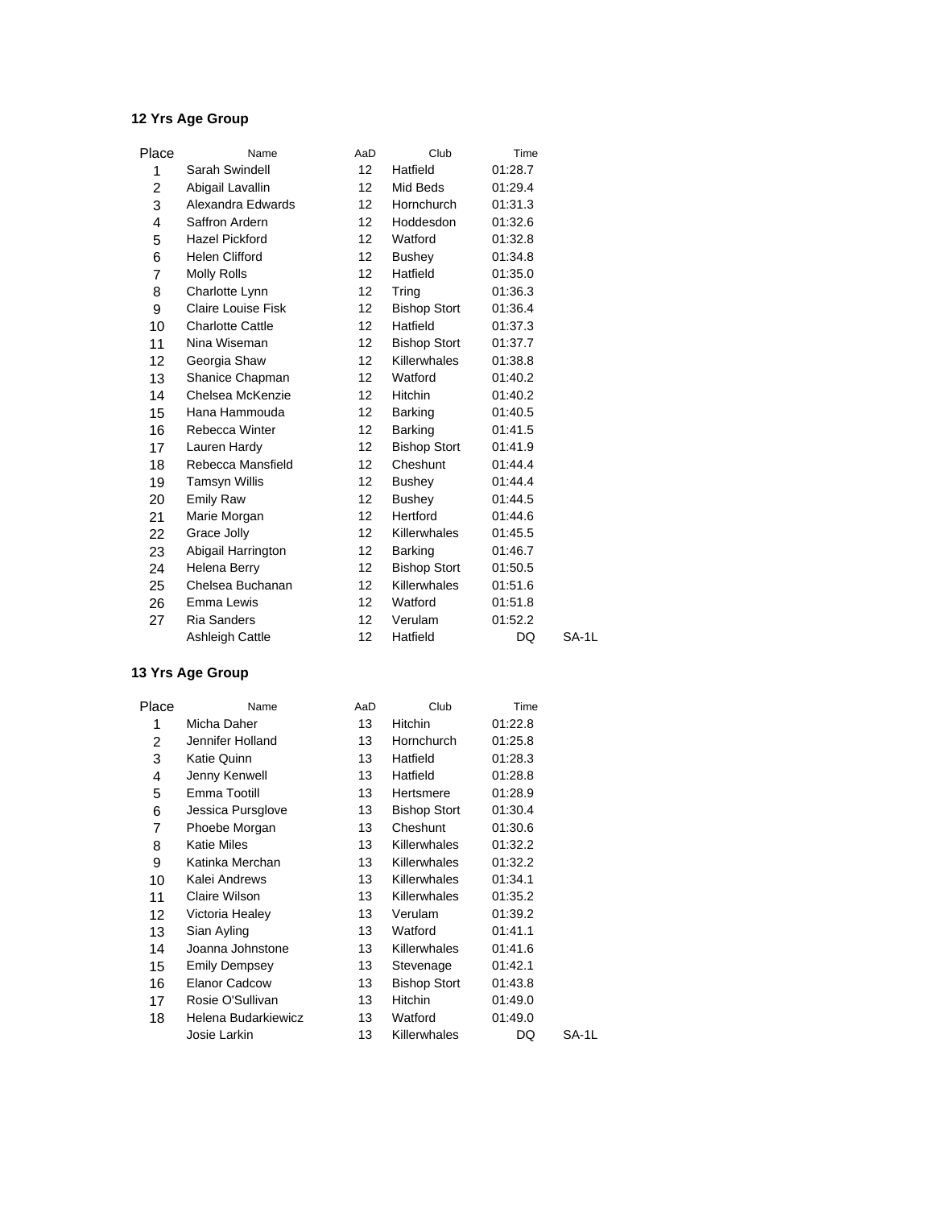### 12 Yrs Age Group

| Place | Name | AaD | Club | Time | |
|---|---|---|---|---|---|
| 1 | Sarah Swindell | 12 | Hatfield | 01:28.7 | |
| 2 | Abigail Lavallin | 12 | Mid Beds | 01:29.4 | |
| 3 | Alexandra Edwards | 12 | Hornchurch | 01:31.3 | |
| 4 | Saffron Ardern | 12 | Hoddesdon | 01:32.6 | |
| 5 | Hazel Pickford | 12 | Watford | 01:32.8 | |
| 6 | Helen Clifford | 12 | Bushey | 01:34.8 | |
| 7 | Molly Rolls | 12 | Hatfield | 01:35.0 | |
| 8 | Charlotte Lynn | 12 | Tring | 01:36.3 | |
| 9 | Claire Louise Fisk | 12 | Bishop Stort | 01:36.4 | |
| 10 | Charlotte Cattle | 12 | Hatfield | 01:37.3 | |
| 11 | Nina Wiseman | 12 | Bishop Stort | 01:37.7 | |
| 12 | Georgia Shaw | 12 | Killerwhales | 01:38.8 | |
| 13 | Shanice Chapman | 12 | Watford | 01:40.2 | |
| 14 | Chelsea McKenzie | 12 | Hitchin | 01:40.2 | |
| 15 | Hana Hammouda | 12 | Barking | 01:40.5 | |
| 16 | Rebecca Winter | 12 | Barking | 01:41.5 | |
| 17 | Lauren Hardy | 12 | Bishop Stort | 01:41.9 | |
| 18 | Rebecca Mansfield | 12 | Cheshunt | 01:44.4 | |
| 19 | Tamsyn Willis | 12 | Bushey | 01:44.4 | |
| 20 | Emily Raw | 12 | Bushey | 01:44.5 | |
| 21 | Marie Morgan | 12 | Hertford | 01:44.6 | |
| 22 | Grace Jolly | 12 | Killerwhales | 01:45.5 | |
| 23 | Abigail Harrington | 12 | Barking | 01:46.7 | |
| 24 | Helena Berry | 12 | Bishop Stort | 01:50.5 | |
| 25 | Chelsea Buchanan | 12 | Killerwhales | 01:51.6 | |
| 26 | Emma Lewis | 12 | Watford | 01:51.8 | |
| 27 | Ria Sanders | 12 | Verulam | 01:52.2 | |
| | Ashleigh Cattle | 12 | Hatfield | DQ | SA-1L |

### 13 Yrs Age Group

| Place | Name | AaD | Club | Time | |
|---|---|---|---|---|---|
| 1 | Micha Daher | 13 | Hitchin | 01:22.8 | |
| 2 | Jennifer Holland | 13 | Hornchurch | 01:25.8 | |
| 3 | Katie Quinn | 13 | Hatfield | 01:28.3 | |
| 4 | Jenny Kenwell | 13 | Hatfield | 01:28.8 | |
| 5 | Emma Tootill | 13 | Hertsmere | 01:28.9 | |
| 6 | Jessica Pursglove | 13 | Bishop Stort | 01:30.4 | |
| 7 | Phoebe Morgan | 13 | Cheshunt | 01:30.6 | |
| 8 | Katie Miles | 13 | Killerwhales | 01:32.2 | |
| 9 | Katinka Merchan | 13 | Killerwhales | 01:32.2 | |
| 10 | Kalei Andrews | 13 | Killerwhales | 01:34.1 | |
| 11 | Claire Wilson | 13 | Killerwhales | 01:35.2 | |
| 12 | Victoria Healey | 13 | Verulam | 01:39.2 | |
| 13 | Sian Ayling | 13 | Watford | 01:41.1 | |
| 14 | Joanna Johnstone | 13 | Killerwhales | 01:41.6 | |
| 15 | Emily Dempsey | 13 | Stevenage | 01:42.1 | |
| 16 | Elanor Cadcow | 13 | Bishop Stort | 01:43.8 | |
| 17 | Rosie O'Sullivan | 13 | Hitchin | 01:49.0 | |
| 18 | Helena Budarkiewicz | 13 | Watford | 01:49.0 | |
| | Josie Larkin | 13 | Killerwhales | DQ | SA-1L |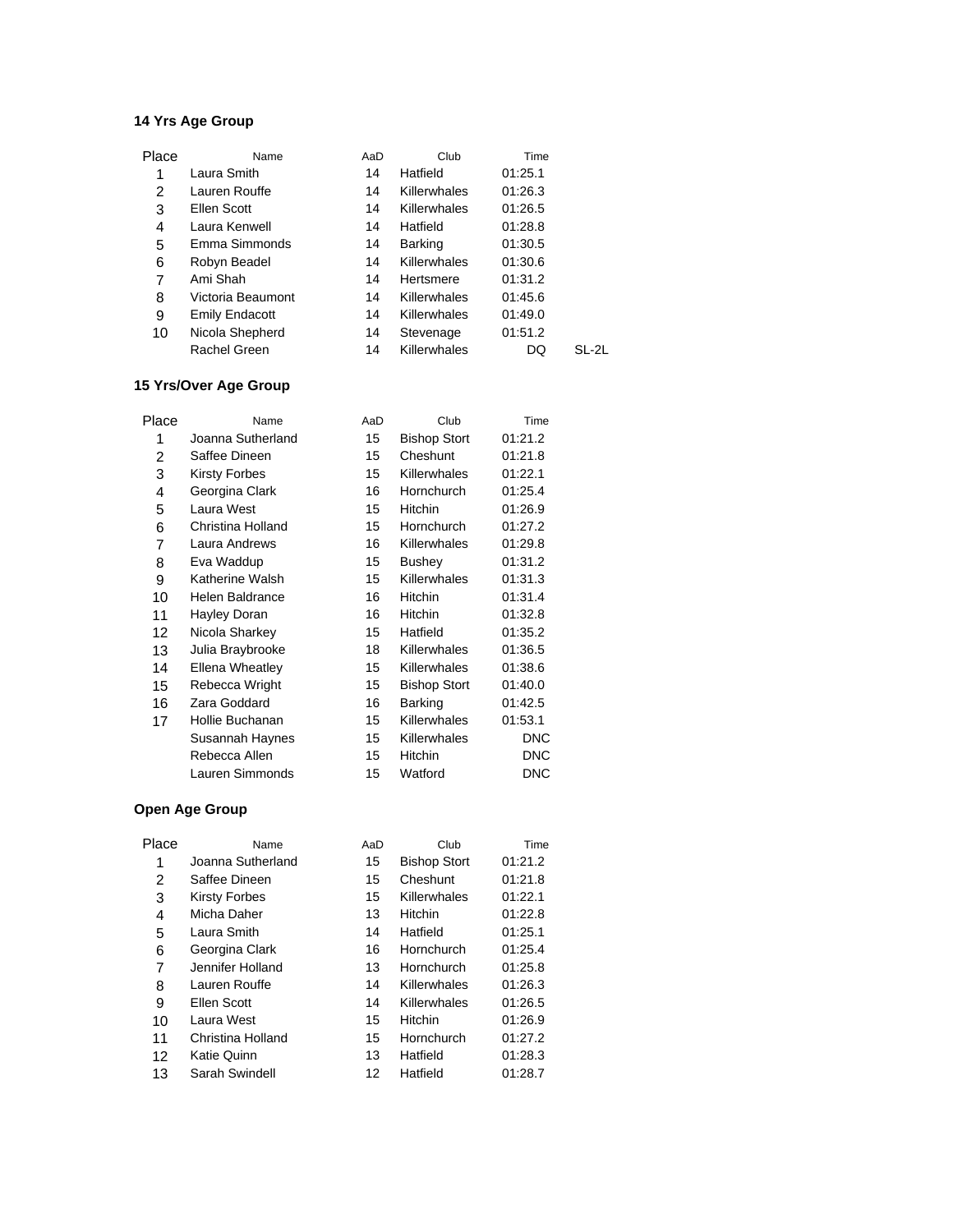**14 Yrs Age Group**

| Place | Name | AaD | Club | Time | |
|---|---|---|---|---|---|
| 1 | Laura Smith | 14 | Hatfield | 01:25.1 | |
| 2 | Lauren Rouffe | 14 | Killerwhales | 01:26.3 | |
| 3 | Ellen Scott | 14 | Killerwhales | 01:26.5 | |
| 4 | Laura Kenwell | 14 | Hatfield | 01:28.8 | |
| 5 | Emma Simmonds | 14 | Barking | 01:30.5 | |
| 6 | Robyn Beadel | 14 | Killerwhales | 01:30.6 | |
| 7 | Ami Shah | 14 | Hertsmere | 01:31.2 | |
| 8 | Victoria Beaumont | 14 | Killerwhales | 01:45.6 | |
| 9 | Emily Endacott | 14 | Killerwhales | 01:49.0 | |
| 10 | Nicola Shepherd | 14 | Stevenage | 01:51.2 | |
| | Rachel Green | 14 | Killerwhales | DQ | SL-2L |

**15 Yrs/Over Age Group**

| Place | Name | AaD | Club | Time |
|---|---|---|---|---|
| 1 | Joanna Sutherland | 15 | Bishop Stort | 01:21.2 |
| 2 | Saffee Dineen | 15 | Cheshunt | 01:21.8 |
| 3 | Kirsty Forbes | 15 | Killerwhales | 01:22.1 |
| 4 | Georgina Clark | 16 | Hornchurch | 01:25.4 |
| 5 | Laura West | 15 | Hitchin | 01:26.9 |
| 6 | Christina Holland | 15 | Hornchurch | 01:27.2 |
| 7 | Laura Andrews | 16 | Killerwhales | 01:29.8 |
| 8 | Eva Waddup | 15 | Bushey | 01:31.2 |
| 9 | Katherine Walsh | 15 | Killerwhales | 01:31.3 |
| 10 | Helen Baldrance | 16 | Hitchin | 01:31.4 |
| 11 | Hayley Doran | 16 | Hitchin | 01:32.8 |
| 12 | Nicola Sharkey | 15 | Hatfield | 01:35.2 |
| 13 | Julia Braybrooke | 18 | Killerwhales | 01:36.5 |
| 14 | Ellena Wheatley | 15 | Killerwhales | 01:38.6 |
| 15 | Rebecca Wright | 15 | Bishop Stort | 01:40.0 |
| 16 | Zara Goddard | 16 | Barking | 01:42.5 |
| 17 | Hollie Buchanan | 15 | Killerwhales | 01:53.1 |
| | Susannah Haynes | 15 | Killerwhales | DNC |
| | Rebecca Allen | 15 | Hitchin | DNC |
| | Lauren Simmonds | 15 | Watford | DNC |

**Open Age Group**

| Place | Name | AaD | Club | Time |
|---|---|---|---|---|
| 1 | Joanna Sutherland | 15 | Bishop Stort | 01:21.2 |
| 2 | Saffee Dineen | 15 | Cheshunt | 01:21.8 |
| 3 | Kirsty Forbes | 15 | Killerwhales | 01:22.1 |
| 4 | Micha Daher | 13 | Hitchin | 01:22.8 |
| 5 | Laura Smith | 14 | Hatfield | 01:25.1 |
| 6 | Georgina Clark | 16 | Hornchurch | 01:25.4 |
| 7 | Jennifer Holland | 13 | Hornchurch | 01:25.8 |
| 8 | Lauren Rouffe | 14 | Killerwhales | 01:26.3 |
| 9 | Ellen Scott | 14 | Killerwhales | 01:26.5 |
| 10 | Laura West | 15 | Hitchin | 01:26.9 |
| 11 | Christina Holland | 15 | Hornchurch | 01:27.2 |
| 12 | Katie Quinn | 13 | Hatfield | 01:28.3 |
| 13 | Sarah Swindell | 12 | Hatfield | 01:28.7 |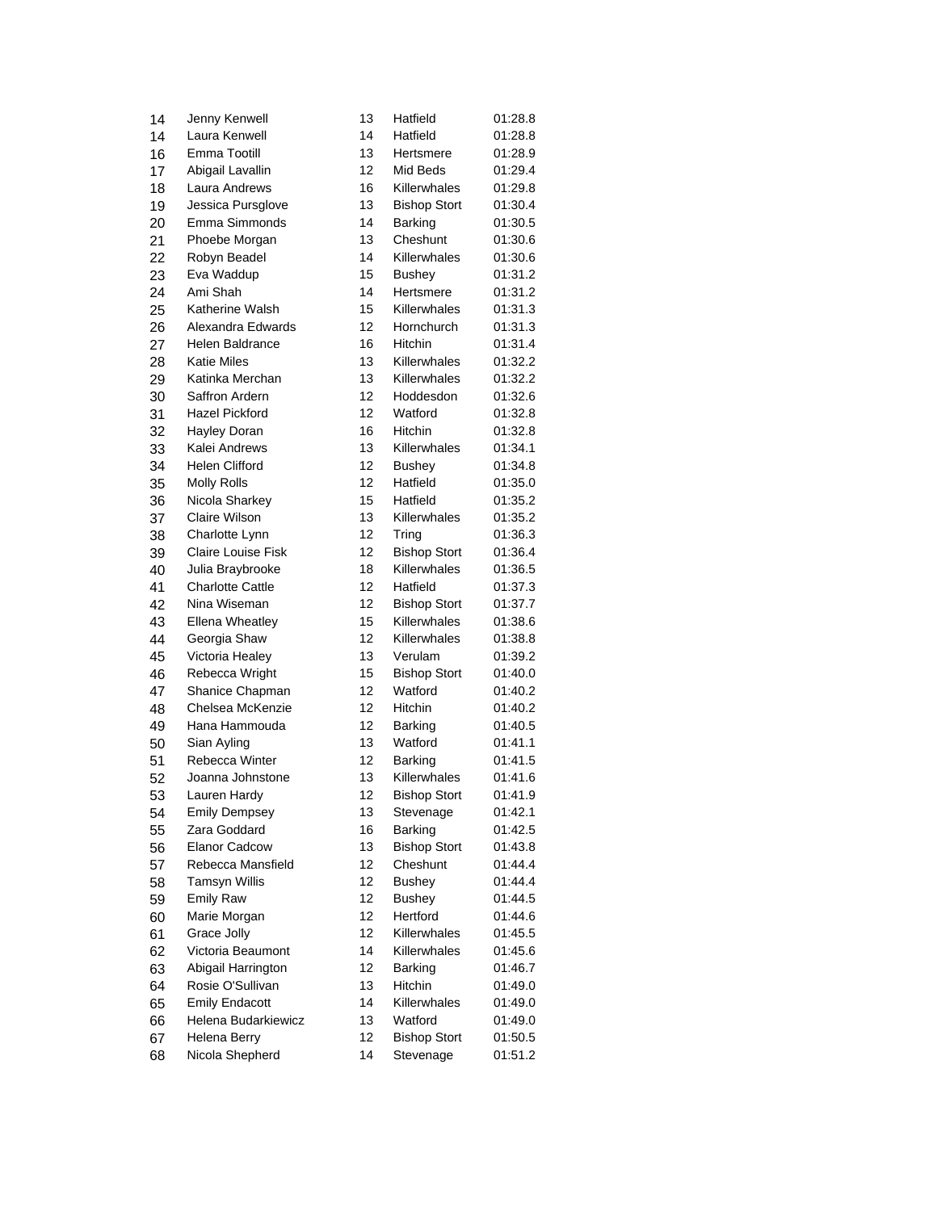| | | | | |
|---|---|---|---|---|
| 14 | Jenny Kenwell | 13 | Hatfield | 01:28.8 |
| 14 | Laura Kenwell | 14 | Hatfield | 01:28.8 |
| 16 | Emma Tootill | 13 | Hertsmere | 01:28.9 |
| 17 | Abigail Lavallin | 12 | Mid Beds | 01:29.4 |
| 18 | Laura Andrews | 16 | Killerwhales | 01:29.8 |
| 19 | Jessica Pursglove | 13 | Bishop Stort | 01:30.4 |
| 20 | Emma Simmonds | 14 | Barking | 01:30.5 |
| 21 | Phoebe Morgan | 13 | Cheshunt | 01:30.6 |
| 22 | Robyn Beadel | 14 | Killerwhales | 01:30.6 |
| 23 | Eva Waddup | 15 | Bushey | 01:31.2 |
| 24 | Ami Shah | 14 | Hertsmere | 01:31.2 |
| 25 | Katherine Walsh | 15 | Killerwhales | 01:31.3 |
| 26 | Alexandra Edwards | 12 | Hornchurch | 01:31.3 |
| 27 | Helen Baldrance | 16 | Hitchin | 01:31.4 |
| 28 | Katie Miles | 13 | Killerwhales | 01:32.2 |
| 29 | Katinka Merchan | 13 | Killerwhales | 01:32.2 |
| 30 | Saffron Ardern | 12 | Hoddesdon | 01:32.6 |
| 31 | Hazel Pickford | 12 | Watford | 01:32.8 |
| 32 | Hayley Doran | 16 | Hitchin | 01:32.8 |
| 33 | Kalei Andrews | 13 | Killerwhales | 01:34.1 |
| 34 | Helen Clifford | 12 | Bushey | 01:34.8 |
| 35 | Molly Rolls | 12 | Hatfield | 01:35.0 |
| 36 | Nicola Sharkey | 15 | Hatfield | 01:35.2 |
| 37 | Claire Wilson | 13 | Killerwhales | 01:35.2 |
| 38 | Charlotte Lynn | 12 | Tring | 01:36.3 |
| 39 | Claire Louise Fisk | 12 | Bishop Stort | 01:36.4 |
| 40 | Julia Braybrooke | 18 | Killerwhales | 01:36.5 |
| 41 | Charlotte Cattle | 12 | Hatfield | 01:37.3 |
| 42 | Nina Wiseman | 12 | Bishop Stort | 01:37.7 |
| 43 | Ellena Wheatley | 15 | Killerwhales | 01:38.6 |
| 44 | Georgia Shaw | 12 | Killerwhales | 01:38.8 |
| 45 | Victoria Healey | 13 | Verulam | 01:39.2 |
| 46 | Rebecca Wright | 15 | Bishop Stort | 01:40.0 |
| 47 | Shanice Chapman | 12 | Watford | 01:40.2 |
| 48 | Chelsea McKenzie | 12 | Hitchin | 01:40.2 |
| 49 | Hana Hammouda | 12 | Barking | 01:40.5 |
| 50 | Sian Ayling | 13 | Watford | 01:41.1 |
| 51 | Rebecca Winter | 12 | Barking | 01:41.5 |
| 52 | Joanna Johnstone | 13 | Killerwhales | 01:41.6 |
| 53 | Lauren Hardy | 12 | Bishop Stort | 01:41.9 |
| 54 | Emily Dempsey | 13 | Stevenage | 01:42.1 |
| 55 | Zara Goddard | 16 | Barking | 01:42.5 |
| 56 | Elanor Cadcow | 13 | Bishop Stort | 01:43.8 |
| 57 | Rebecca Mansfield | 12 | Cheshunt | 01:44.4 |
| 58 | Tamsyn Willis | 12 | Bushey | 01:44.4 |
| 59 | Emily Raw | 12 | Bushey | 01:44.5 |
| 60 | Marie Morgan | 12 | Hertford | 01:44.6 |
| 61 | Grace Jolly | 12 | Killerwhales | 01:45.5 |
| 62 | Victoria Beaumont | 14 | Killerwhales | 01:45.6 |
| 63 | Abigail Harrington | 12 | Barking | 01:46.7 |
| 64 | Rosie O'Sullivan | 13 | Hitchin | 01:49.0 |
| 65 | Emily Endacott | 14 | Killerwhales | 01:49.0 |
| 66 | Helena Budarkiewicz | 13 | Watford | 01:49.0 |
| 67 | Helena Berry | 12 | Bishop Stort | 01:50.5 |
| 68 | Nicola Shepherd | 14 | Stevenage | 01:51.2 |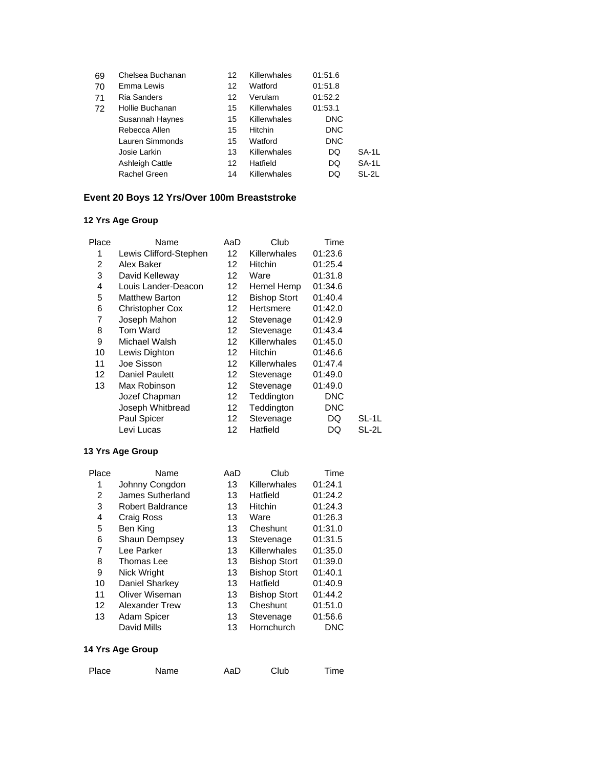| Place | Name | AaD | Club | Time | |
|---|---|---|---|---|---|
| 69 | Chelsea Buchanan | 12 | Killerwhales | 01:51.6 | |
| 70 | Emma Lewis | 12 | Watford | 01:51.8 | |
| 71 | Ria Sanders | 12 | Verulam | 01:52.2 | |
| 72 | Hollie Buchanan | 15 | Killerwhales | 01:53.1 | |
| | Susannah Haynes | 15 | Killerwhales | DNC | |
| | Rebecca Allen | 15 | Hitchin | DNC | |
| | Lauren Simmonds | 15 | Watford | DNC | |
| | Josie Larkin | 13 | Killerwhales | DQ | SA-1L |
| | Ashleigh Cattle | 12 | Hatfield | DQ | SA-1L |
| | Rachel Green | 14 | Killerwhales | DQ | SL-2L |

## Event 20 Boys 12 Yrs/Over 100m Breaststroke

### 12 Yrs Age Group

| Place | Name | AaD | Club | Time | |
|---|---|---|---|---|---|
| 1 | Lewis Clifford-Stephen | 12 | Killerwhales | 01:23.6 | |
| 2 | Alex Baker | 12 | Hitchin | 01:25.4 | |
| 3 | David Kelleway | 12 | Ware | 01:31.8 | |
| 4 | Louis Lander-Deacon | 12 | Hemel Hemp | 01:34.6 | |
| 5 | Matthew Barton | 12 | Bishop Stort | 01:40.4 | |
| 6 | Christopher Cox | 12 | Hertsmere | 01:42.0 | |
| 7 | Joseph Mahon | 12 | Stevenage | 01:42.9 | |
| 8 | Tom Ward | 12 | Stevenage | 01:43.4 | |
| 9 | Michael Walsh | 12 | Killerwhales | 01:45.0 | |
| 10 | Lewis Dighton | 12 | Hitchin | 01:46.6 | |
| 11 | Joe Sisson | 12 | Killerwhales | 01:47.4 | |
| 12 | Daniel Paulett | 12 | Stevenage | 01:49.0 | |
| 13 | Max Robinson | 12 | Stevenage | 01:49.0 | |
| | Jozef Chapman | 12 | Teddington | DNC | |
| | Joseph Whitbread | 12 | Teddington | DNC | |
| | Paul Spicer | 12 | Stevenage | DQ | SL-1L |
| | Levi Lucas | 12 | Hatfield | DQ | SL-2L |

### 13 Yrs Age Group

| Place | Name | AaD | Club | Time |
|---|---|---|---|---|
| 1 | Johnny Congdon | 13 | Killerwhales | 01:24.1 |
| 2 | James Sutherland | 13 | Hatfield | 01:24.2 |
| 3 | Robert Baldrance | 13 | Hitchin | 01:24.3 |
| 4 | Craig Ross | 13 | Ware | 01:26.3 |
| 5 | Ben King | 13 | Cheshunt | 01:31.0 |
| 6 | Shaun Dempsey | 13 | Stevenage | 01:31.5 |
| 7 | Lee Parker | 13 | Killerwhales | 01:35.0 |
| 8 | Thomas Lee | 13 | Bishop Stort | 01:39.0 |
| 9 | Nick Wright | 13 | Bishop Stort | 01:40.1 |
| 10 | Daniel Sharkey | 13 | Hatfield | 01:40.9 |
| 11 | Oliver Wiseman | 13 | Bishop Stort | 01:44.2 |
| 12 | Alexander Trew | 13 | Cheshunt | 01:51.0 |
| 13 | Adam Spicer | 13 | Stevenage | 01:56.6 |
| | David Mills | 13 | Hornchurch | DNC |

### 14 Yrs Age Group

| Place | Name | AaD | Club | Time |
|---|---|---|---|---|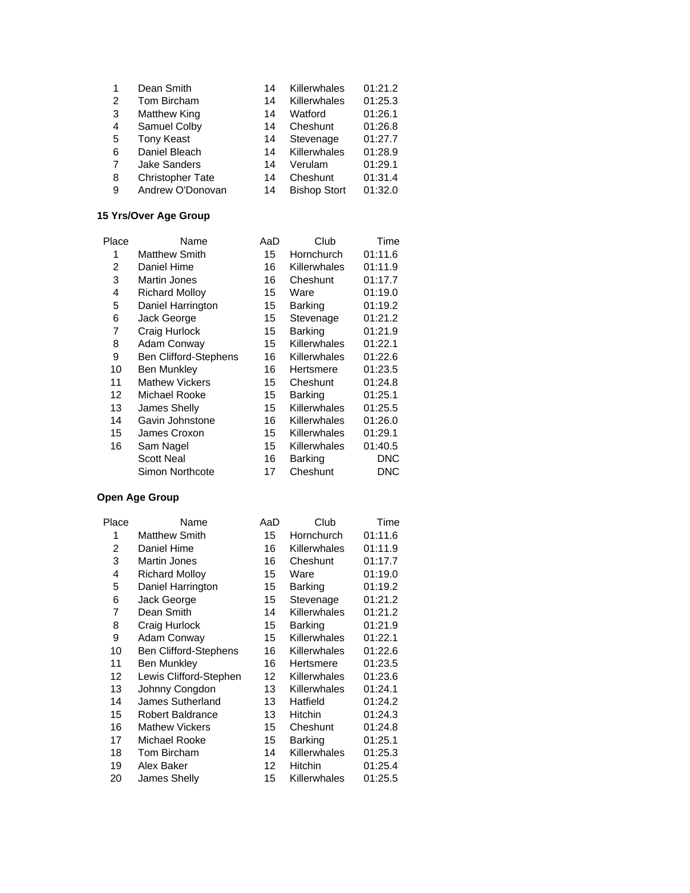| | | | | |
|---|---|---|---|---|
| 1 | Dean Smith | 14 | Killerwhales | 01:21.2 |
| 2 | Tom Bircham | 14 | Killerwhales | 01:25.3 |
| 3 | Matthew King | 14 | Watford | 01:26.1 |
| 4 | Samuel Colby | 14 | Cheshunt | 01:26.8 |
| 5 | Tony Keast | 14 | Stevenage | 01:27.7 |
| 6 | Daniel Bleach | 14 | Killerwhales | 01:28.9 |
| 7 | Jake Sanders | 14 | Verulam | 01:29.1 |
| 8 | Christopher Tate | 14 | Cheshunt | 01:31.4 |
| 9 | Andrew O'Donovan | 14 | Bishop Stort | 01:32.0 |

**15 Yrs/Over Age Group**

| Place | Name | AaD | Club | Time |
|---|---|---|---|---|
| 1 | Matthew Smith | 15 | Hornchurch | 01:11.6 |
| 2 | Daniel Hime | 16 | Killerwhales | 01:11.9 |
| 3 | Martin Jones | 16 | Cheshunt | 01:17.7 |
| 4 | Richard Molloy | 15 | Ware | 01:19.0 |
| 5 | Daniel Harrington | 15 | Barking | 01:19.2 |
| 6 | Jack George | 15 | Stevenage | 01:21.2 |
| 7 | Craig Hurlock | 15 | Barking | 01:21.9 |
| 8 | Adam Conway | 15 | Killerwhales | 01:22.1 |
| 9 | Ben Clifford-Stephens | 16 | Killerwhales | 01:22.6 |
| 10 | Ben Munkley | 16 | Hertsmere | 01:23.5 |
| 11 | Mathew Vickers | 15 | Cheshunt | 01:24.8 |
| 12 | Michael Rooke | 15 | Barking | 01:25.1 |
| 13 | James Shelly | 15 | Killerwhales | 01:25.5 |
| 14 | Gavin Johnstone | 16 | Killerwhales | 01:26.0 |
| 15 | James Croxon | 15 | Killerwhales | 01:29.1 |
| 16 | Sam Nagel | 15 | Killerwhales | 01:40.5 |
| | Scott Neal | 16 | Barking | DNC |
| | Simon Northcote | 17 | Cheshunt | DNC |

**Open Age Group**

| Place | Name | AaD | Club | Time |
|---|---|---|---|---|
| 1 | Matthew Smith | 15 | Hornchurch | 01:11.6 |
| 2 | Daniel Hime | 16 | Killerwhales | 01:11.9 |
| 3 | Martin Jones | 16 | Cheshunt | 01:17.7 |
| 4 | Richard Molloy | 15 | Ware | 01:19.0 |
| 5 | Daniel Harrington | 15 | Barking | 01:19.2 |
| 6 | Jack George | 15 | Stevenage | 01:21.2 |
| 7 | Dean Smith | 14 | Killerwhales | 01:21.2 |
| 8 | Craig Hurlock | 15 | Barking | 01:21.9 |
| 9 | Adam Conway | 15 | Killerwhales | 01:22.1 |
| 10 | Ben Clifford-Stephens | 16 | Killerwhales | 01:22.6 |
| 11 | Ben Munkley | 16 | Hertsmere | 01:23.5 |
| 12 | Lewis Clifford-Stephen | 12 | Killerwhales | 01:23.6 |
| 13 | Johnny Congdon | 13 | Killerwhales | 01:24.1 |
| 14 | James Sutherland | 13 | Hatfield | 01:24.2 |
| 15 | Robert Baldrance | 13 | Hitchin | 01:24.3 |
| 16 | Mathew Vickers | 15 | Cheshunt | 01:24.8 |
| 17 | Michael Rooke | 15 | Barking | 01:25.1 |
| 18 | Tom Bircham | 14 | Killerwhales | 01:25.3 |
| 19 | Alex Baker | 12 | Hitchin | 01:25.4 |
| 20 | James Shelly | 15 | Killerwhales | 01:25.5 |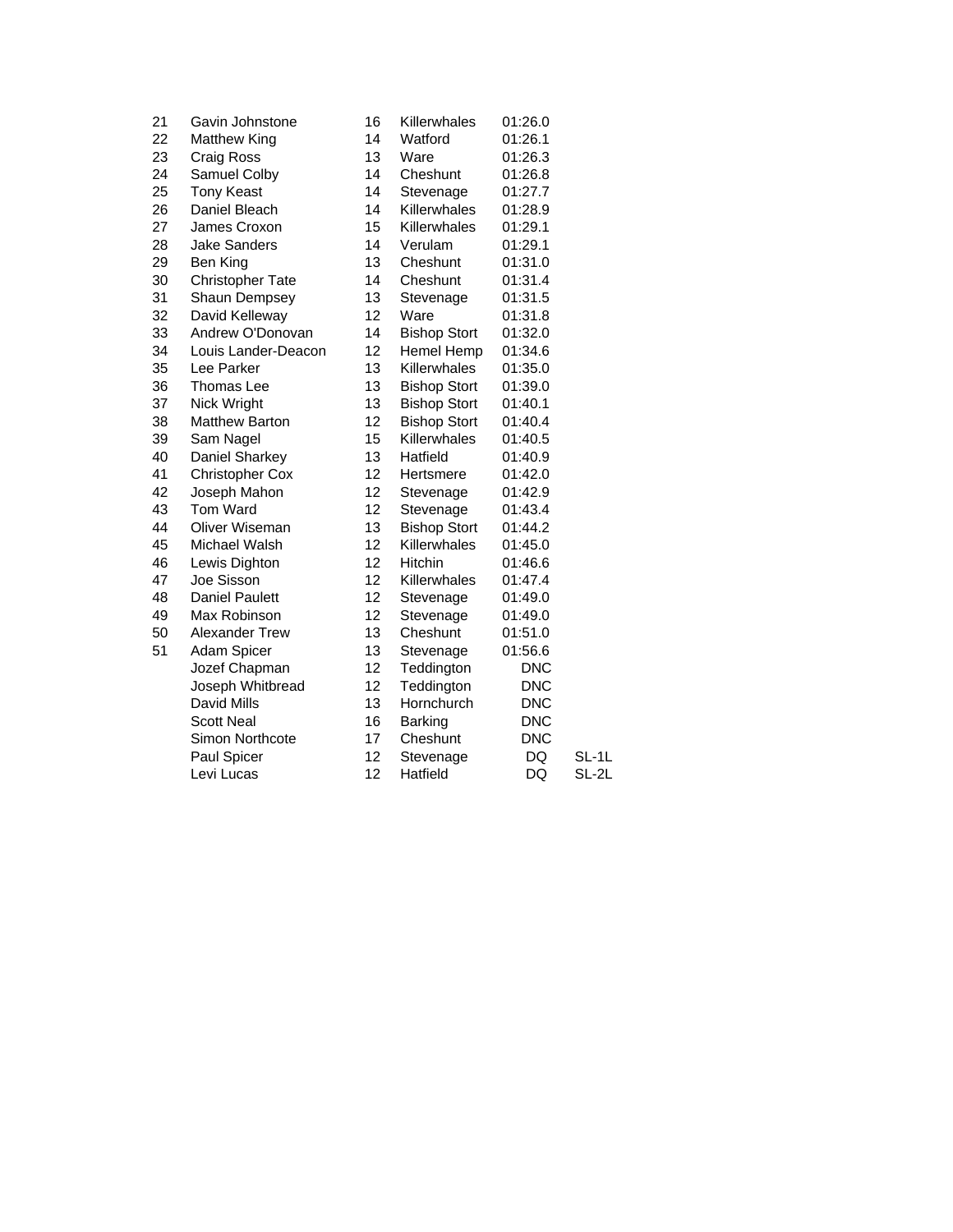| | | | | | |
|---|---|---|---|---|---|
| 21 | Gavin Johnstone | 16 | Killerwhales | 01:26.0 | |
| 22 | Matthew King | 14 | Watford | 01:26.1 | |
| 23 | Craig Ross | 13 | Ware | 01:26.3 | |
| 24 | Samuel Colby | 14 | Cheshunt | 01:26.8 | |
| 25 | Tony Keast | 14 | Stevenage | 01:27.7 | |
| 26 | Daniel Bleach | 14 | Killerwhales | 01:28.9 | |
| 27 | James Croxon | 15 | Killerwhales | 01:29.1 | |
| 28 | Jake Sanders | 14 | Verulam | 01:29.1 | |
| 29 | Ben King | 13 | Cheshunt | 01:31.0 | |
| 30 | Christopher Tate | 14 | Cheshunt | 01:31.4 | |
| 31 | Shaun Dempsey | 13 | Stevenage | 01:31.5 | |
| 32 | David Kelleway | 12 | Ware | 01:31.8 | |
| 33 | Andrew O'Donovan | 14 | Bishop Stort | 01:32.0 | |
| 34 | Louis Lander-Deacon | 12 | Hemel Hemp | 01:34.6 | |
| 35 | Lee Parker | 13 | Killerwhales | 01:35.0 | |
| 36 | Thomas Lee | 13 | Bishop Stort | 01:39.0 | |
| 37 | Nick Wright | 13 | Bishop Stort | 01:40.1 | |
| 38 | Matthew Barton | 12 | Bishop Stort | 01:40.4 | |
| 39 | Sam Nagel | 15 | Killerwhales | 01:40.5 | |
| 40 | Daniel Sharkey | 13 | Hatfield | 01:40.9 | |
| 41 | Christopher Cox | 12 | Hertsmere | 01:42.0 | |
| 42 | Joseph Mahon | 12 | Stevenage | 01:42.9 | |
| 43 | Tom Ward | 12 | Stevenage | 01:43.4 | |
| 44 | Oliver Wiseman | 13 | Bishop Stort | 01:44.2 | |
| 45 | Michael Walsh | 12 | Killerwhales | 01:45.0 | |
| 46 | Lewis Dighton | 12 | Hitchin | 01:46.6 | |
| 47 | Joe Sisson | 12 | Killerwhales | 01:47.4 | |
| 48 | Daniel Paulett | 12 | Stevenage | 01:49.0 | |
| 49 | Max Robinson | 12 | Stevenage | 01:49.0 | |
| 50 | Alexander Trew | 13 | Cheshunt | 01:51.0 | |
| 51 | Adam Spicer | 13 | Stevenage | 01:56.6 | |
| | Jozef Chapman | 12 | Teddington | DNC | |
| | Joseph Whitbread | 12 | Teddington | DNC | |
| | David Mills | 13 | Hornchurch | DNC | |
| | Scott Neal | 16 | Barking | DNC | |
| | Simon Northcote | 17 | Cheshunt | DNC | |
| | Paul Spicer | 12 | Stevenage | DQ | SL-1L |
| | Levi Lucas | 12 | Hatfield | DQ | SL-2L |